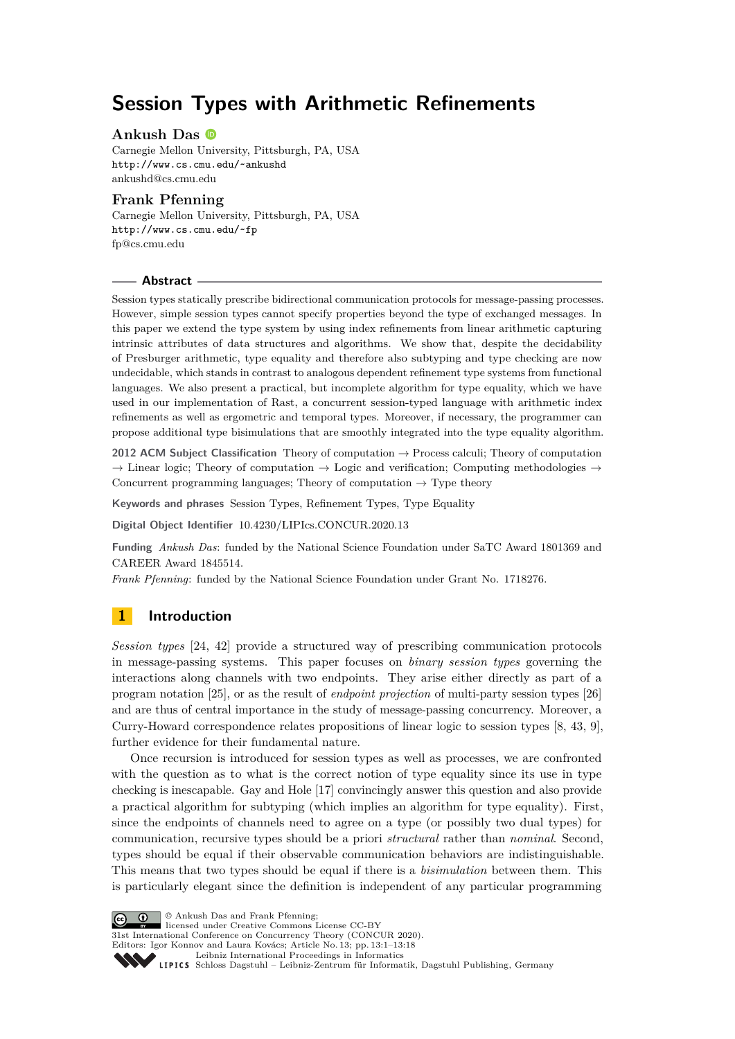# Session Types with Arithmetic Refinements

**Ankush Das**

Carnegie Mellon University, Pittsburgh, PA, USA
http://www.cs.cmu.edu/~ankushd
ankushd@cs.cmu.edu

**Frank Pfenning**

Carnegie Mellon University, Pittsburgh, PA, USA
http://www.cs.cmu.edu/~fp
fp@cs.cmu.edu

## Abstract

Session types statically prescribe bidirectional communication protocols for message-passing processes. However, simple session types cannot specify properties beyond the type of exchanged messages. In this paper we extend the type system by using index refinements from linear arithmetic capturing intrinsic attributes of data structures and algorithms. We show that, despite the decidability of Presburger arithmetic, type equality and therefore also subtyping and type checking are now undecidable, which stands in contrast to analogous dependent refinement type systems from functional languages. We also present a practical, but incomplete algorithm for type equality, which we have used in our implementation of Rast, a concurrent session-typed language with arithmetic index refinements as well as ergometric and temporal types. Moreover, if necessary, the programmer can propose additional type bisimulations that are smoothly integrated into the type equality algorithm.

**2012 ACM Subject Classification** Theory of computation → Process calculi; Theory of computation → Linear logic; Theory of computation → Logic and verification; Computing methodologies → Concurrent programming languages; Theory of computation → Type theory

**Keywords and phrases** Session Types, Refinement Types, Type Equality

**Digital Object Identifier** 10.4230/LIPIcs.CONCUR.2020.13

**Funding** *Ankush Das*: funded by the National Science Foundation under SaTC Award 1801369 and CAREER Award 1845514.
*Frank Pfenning*: funded by the National Science Foundation under Grant No. 1718276.

## 1 Introduction

*Session types* [24, 42] provide a structured way of prescribing communication protocols in message-passing systems. This paper focuses on *binary session types* governing the interactions along channels with two endpoints. They arise either directly as part of a program notation [25], or as the result of *endpoint projection* of multi-party session types [26] and are thus of central importance in the study of message-passing concurrency. Moreover, a Curry-Howard correspondence relates propositions of linear logic to session types [8, 43, 9], further evidence for their fundamental nature.

Once recursion is introduced for session types as well as processes, we are confronted with the question as to what is the correct notion of type equality since its use in type checking is inescapable. Gay and Hole [17] convincingly answer this question and also provide a practical algorithm for subtyping (which implies an algorithm for type equality). First, since the endpoints of channels need to agree on a type (or possibly two dual types) for communication, recursive types should be a priori *structural* rather than *nominal*. Second, types should be equal if their observable communication behaviors are indistinguishable. This means that two types should be equal if there is a *bisimulation* between them. This is particularly elegant since the definition is independent of any particular programming

© Ankush Das and Frank Pfenning;
licensed under Creative Commons License CC-BY
31st International Conference on Concurrency Theory (CONCUR 2020).
Editors: Igor Konnov and Laura Kovács; Article No. 13; pp. 13:1–13:18
Leibniz International Proceedings in Informatics
Schloss Dagstuhl – Leibniz-Zentrum für Informatik, Dagstuhl Publishing, Germany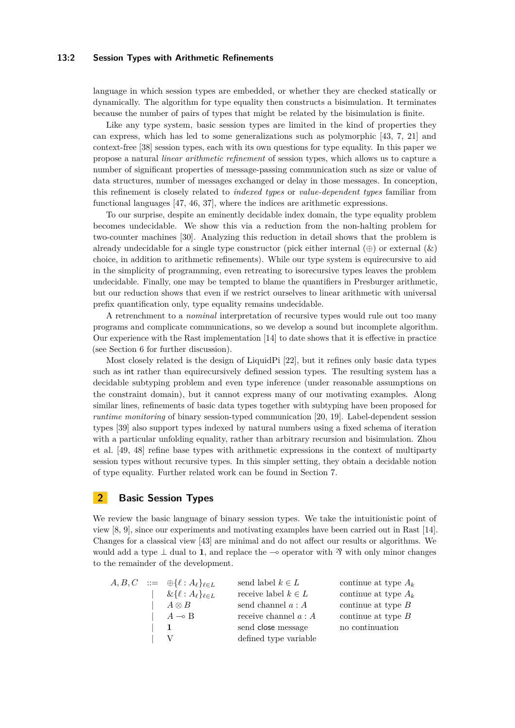language in which session types are embedded, or whether they are checked statically or dynamically. The algorithm for type equality then constructs a bisimulation. It terminates because the number of pairs of types that might be related by the bisimulation is finite.

Like any type system, basic session types are limited in the kind of properties they can express, which has led to some generalizations such as polymorphic [43, 7, 21] and context-free [38] session types, each with its own questions for type equality. In this paper we propose a natural *linear arithmetic refinement* of session types, which allows us to capture a number of significant properties of message-passing communication such as size or value of data structures, number of messages exchanged or delay in those messages. In conception, this refinement is closely related to *indexed types* or *value-dependent types* familiar from functional languages [47, 46, 37], where the indices are arithmetic expressions.

To our surprise, despite an eminently decidable index domain, the type equality problem becomes undecidable. We show this via a reduction from the non-halting problem for two-counter machines [30]. Analyzing this reduction in detail shows that the problem is already undecidable for a single type constructor (pick either internal ($\oplus$) or external ($\&$) choice, in addition to arithmetic refinements). While our type system is equirecursive to aid in the simplicity of programming, even retreating to isorecursive types leaves the problem undecidable. Finally, one may be tempted to blame the quantifiers in Presburger arithmetic, but our reduction shows that even if we restrict ourselves to linear arithmetic with universal prefix quantification only, type equality remains undecidable.

A retrenchment to a *nominal* interpretation of recursive types would rule out too many programs and complicate communications, so we develop a sound but incomplete algorithm. Our experience with the Rast implementation [14] to date shows that it is effective in practice (see Section 6 for further discussion).

Most closely related is the design of LiquidPi [22], but it refines only basic data types such as int rather than equirecursively defined session types. The resulting system has a decidable subtyping problem and even type inference (under reasonable assumptions on the constraint domain), but it cannot express many of our motivating examples. Along similar lines, refinements of basic data types together with subtyping have been proposed for *runtime monitoring* of binary session-typed communication [20, 19]. Label-dependent session types [39] also support types indexed by natural numbers using a fixed schema of iteration with a particular unfolding equality, rather than arbitrary recursion and bisimulation. Zhou et al. [49, 48] refine base types with arithmetic expressions in the context of multiparty session types without recursive types. In this simpler setting, they obtain a decidable notion of type equality. Further related work can be found in Section 7.

## 2 Basic Session Types

We review the basic language of binary session types. We take the intuitionistic point of view [8, 9], since our experiments and motivating examples have been carried out in Rast [14]. Changes for a classical view [43] are minimal and do not affect our results or algorithms. We would add a type $\bot$ dual to $\mathbf{1}$, and replace the $\multimap$ operator with $⅋$ with only minor changes to the remainder of the development.

| | | | | |
|---|---|---|---|---|
| $A, B, C$ | $::=$ | $\oplus\{\ell : A_\ell\}_{\ell \in L}$ | send label $k \in L$ | continue at type $A_k$ |
| | $\mid$ | $\&\{\ell : A_\ell\}_{\ell \in L}$ | receive label $k \in L$ | continue at type $A_k$ |
| | $\mid$ | $A \otimes B$ | send channel $a : A$ | continue at type $B$ |
| | $\mid$ | $A \multimap B$ | receive channel $a : A$ | continue at type $B$ |
| | $\mid$ | $\mathbf{1}$ | send close message | no continuation |
| | $\mid$ | $V$ | defined type variable | |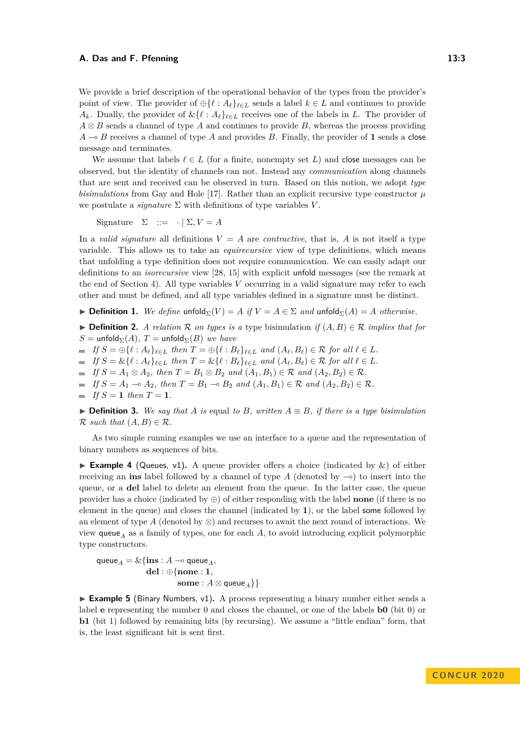We provide a brief description of the operational behavior of the types from the provider's point of view. The provider of $\oplus\{\ell : A_\ell\}_{\ell \in L}$ sends a label $k \in L$ and continues to provide $A_k$. Dually, the provider of $\&\{\ell : A_\ell\}_{\ell \in L}$ receives one of the labels in $L$. The provider of $A \otimes B$ sends a channel of type $A$ and continues to provide $B$, whereas the process providing $A \multimap B$ receives a channel of type $A$ and provides $B$. Finally, the provider of $\mathbf{1}$ sends a $\mathsf{close}$ message and terminates.

We assume that labels $\ell \in L$ (for a finite, nonempty set $L$) and $\mathsf{close}$ messages can be observed, but the identity of channels can not. Instead any *communication* along channels that are sent and received can be observed in turn. Based on this notion, we adopt *type bisimulations* from Gay and Hole [17]. Rather than an explicit recursive type constructor $\mu$ we postulate a *signature* $\Sigma$ with definitions of type variables $V$.

$$\text{Signature} \quad \Sigma \quad ::= \quad \cdot \mid \Sigma, V = A$$

In a *valid signature* all definitions $V = A$ are *contractive*, that is, $A$ is not itself a type variable. This allows us to take an *equirecursive* view of type definitions, which means that unfolding a type definition does not require communication. We can easily adapt our definitions to an *isorecursive* view [28, 15] with explicit $\mathsf{unfold}$ messages (see the remark at the end of Section 4). All type variables $V$ occurring in a valid signature may refer to each other and must be defined, and all type variables defined in a signature must be distinct.

▶ **Definition 1.** *We define* $\mathsf{unfold}_\Sigma(V) = A$ *if* $V = A \in \Sigma$ *and* $\mathsf{unfold}_\Sigma(A) = A$ *otherwise.*

▶ **Definition 2.** *A relation* $\mathcal{R}$ *on types is a* type bisimulation *if* $(A, B) \in \mathcal{R}$ *implies that for* $S = \mathsf{unfold}_\Sigma(A)$, $T = \mathsf{unfold}_\Sigma(B)$ *we have*

- *If* $S = \oplus\{\ell : A_\ell\}_{\ell \in L}$ *then* $T = \oplus\{\ell : B_\ell\}_{\ell \in L}$ *and* $(A_\ell, B_\ell) \in \mathcal{R}$ *for all* $\ell \in L$.
- *If* $S = \&\{\ell : A_\ell\}_{\ell \in L}$ *then* $T = \&\{\ell : B_\ell\}_{\ell \in L}$ *and* $(A_\ell, B_\ell) \in \mathcal{R}$ *for all* $\ell \in L$.
- *If* $S = A_1 \otimes A_2$, *then* $T = B_1 \otimes B_2$ *and* $(A_1, B_1) \in \mathcal{R}$ *and* $(A_2, B_2) \in \mathcal{R}$.
- *If* $S = A_1 \multimap A_2$, *then* $T = B_1 \multimap B_2$ *and* $(A_1, B_1) \in \mathcal{R}$ *and* $(A_2, B_2) \in \mathcal{R}$.
- *If* $S = \mathbf{1}$ *then* $T = \mathbf{1}$.

▶ **Definition 3.** *We say that* $A$ *is* equal *to* $B$, *written* $A \equiv B$, *if there is a type bisimulation* $\mathcal{R}$ *such that* $(A, B) \in \mathcal{R}$.

As two simple running examples we use an interface to a queue and the representation of binary numbers as sequences of bits.

▶ **Example 4** (Queues, v1). A queue provider offers a choice (indicated by $\&$) of either receiving an **ins** label followed by a channel of type $A$ (denoted by $\multimap$) to insert into the queue, or a **del** label to delete an element from the queue. In the latter case, the queue provider has a choice (indicated by $\oplus$) of either responding with the label **none** (if there is no element in the queue) and closes the channel (indicated by $\mathbf{1}$), or the label $\mathsf{some}$ followed by an element of type $A$ (denoted by $\otimes$) and recurses to await the next round of interactions. We view $\mathsf{queue}_A$ as a family of types, one for each $A$, to avoid introducing explicit polymorphic type constructors.

$$\begin{aligned}
\mathsf{queue}_A = \&\{&\mathbf{ins} : A \multimap \mathsf{queue}_A, \\
&\mathbf{del} : \oplus\{\mathbf{none} : \mathbf{1}, \\
&\qquad\qquad \mathbf{some} : A \otimes \mathsf{queue}_A\}\}
\end{aligned}$$

▶ **Example 5** (Binary Numbers, v1). A process representing a binary number either sends a label **e** representing the number 0 and closes the channel, or one of the labels **b0** (bit 0) or **b1** (bit 1) followed by remaining bits (by recursing). We assume a "little endian" form, that is, the least significant bit is sent first.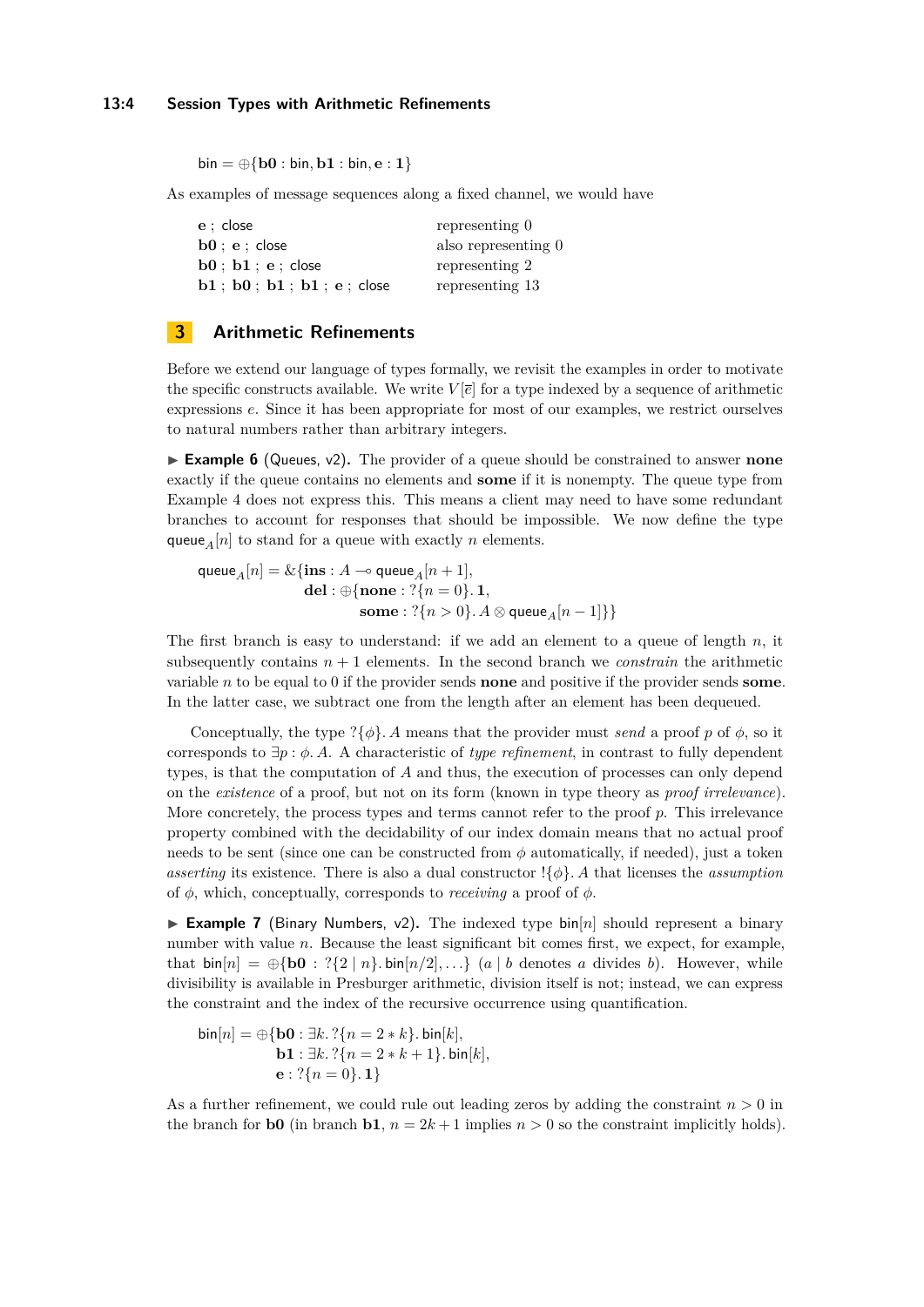$$\mathsf{bin} = \oplus\{\mathbf{b0} : \mathsf{bin}, \mathbf{b1} : \mathsf{bin}, \mathbf{e} : \mathbf{1}\}$$

As examples of message sequences along a fixed channel, we would have

| | |
|---|---|
| $\mathbf{e}$ ; close | representing 0 |
| $\mathbf{b0}$ ; $\mathbf{e}$ ; close | also representing 0 |
| $\mathbf{b0}$ ; $\mathbf{b1}$ ; $\mathbf{e}$ ; close | representing 2 |
| $\mathbf{b1}$ ; $\mathbf{b0}$ ; $\mathbf{b1}$ ; $\mathbf{b1}$ ; $\mathbf{e}$ ; close | representing 13 |

## 3 Arithmetic Refinements

Before we extend our language of types formally, we revisit the examples in order to motivate the specific constructs available. We write $V[\overline{e}]$ for a type indexed by a sequence of arithmetic expressions $e$. Since it has been appropriate for most of our examples, we restrict ourselves to natural numbers rather than arbitrary integers.

▶ **Example 6** (Queues, v2)**.** The provider of a queue should be constrained to answer **none** exactly if the queue contains no elements and **some** if it is nonempty. The queue type from Example 4 does not express this. This means a client may need to have some redundant branches to account for responses that should be impossible. We now define the type $\mathsf{queue}_A[n]$ to stand for a queue with exactly $n$ elements.

$$\begin{aligned}\mathsf{queue}_A[n] = \&\{&\mathbf{ins} : A \multimap \mathsf{queue}_A[n+1],\\ &\mathbf{del} : \oplus\{\mathbf{none} : ?\{n = 0\}.\,\mathbf{1},\\ &\qquad\qquad \mathbf{some} : ?\{n > 0\}.\,A \otimes \mathsf{queue}_A[n-1]\}\}\end{aligned}$$

The first branch is easy to understand: if we add an element to a queue of length $n$, it subsequently contains $n+1$ elements. In the second branch we *constrain* the arithmetic variable $n$ to be equal to 0 if the provider sends **none** and positive if the provider sends **some**. In the latter case, we subtract one from the length after an element has been dequeued.

Conceptually, the type $?\{\phi\}.\,A$ means that the provider must *send* a proof $p$ of $\phi$, so it corresponds to $\exists p : \phi.\,A$. A characteristic of *type refinement*, in contrast to fully dependent types, is that the computation of $A$ and thus, the execution of processes can only depend on the *existence* of a proof, but not on its form (known in type theory as *proof irrelevance*). More concretely, the process types and terms cannot refer to the proof $p$. This irrelevance property combined with the decidability of our index domain means that no actual proof needs to be sent (since one can be constructed from $\phi$ automatically, if needed), just a token *asserting* its existence. There is also a dual constructor $!\{\phi\}.\,A$ that licenses the *assumption* of $\phi$, which, conceptually, corresponds to *receiving* a proof of $\phi$.

▶ **Example 7** (Binary Numbers, v2)**.** The indexed type $\mathsf{bin}[n]$ should represent a binary number with value $n$. Because the least significant bit comes first, we expect, for example, that $\mathsf{bin}[n] = \oplus\{\mathbf{b0} : ?\{2 \mid n\}.\,\mathsf{bin}[n/2], \ldots\}$ ($a \mid b$ denotes $a$ divides $b$). However, while divisibility is available in Presburger arithmetic, division itself is not; instead, we can express the constraint and the index of the recursive occurrence using quantification.

$$\begin{aligned}\mathsf{bin}[n] = \oplus\{&\mathbf{b0} : \exists k.\, ?\{n = 2 * k\}.\,\mathsf{bin}[k],\\ &\mathbf{b1} : \exists k.\, ?\{n = 2 * k + 1\}.\,\mathsf{bin}[k],\\ &\mathbf{e} : ?\{n = 0\}.\,\mathbf{1}\}\end{aligned}$$

As a further refinement, we could rule out leading zeros by adding the constraint $n > 0$ in the branch for **b0** (in branch **b1**, $n = 2k+1$ implies $n > 0$ so the constraint implicitly holds).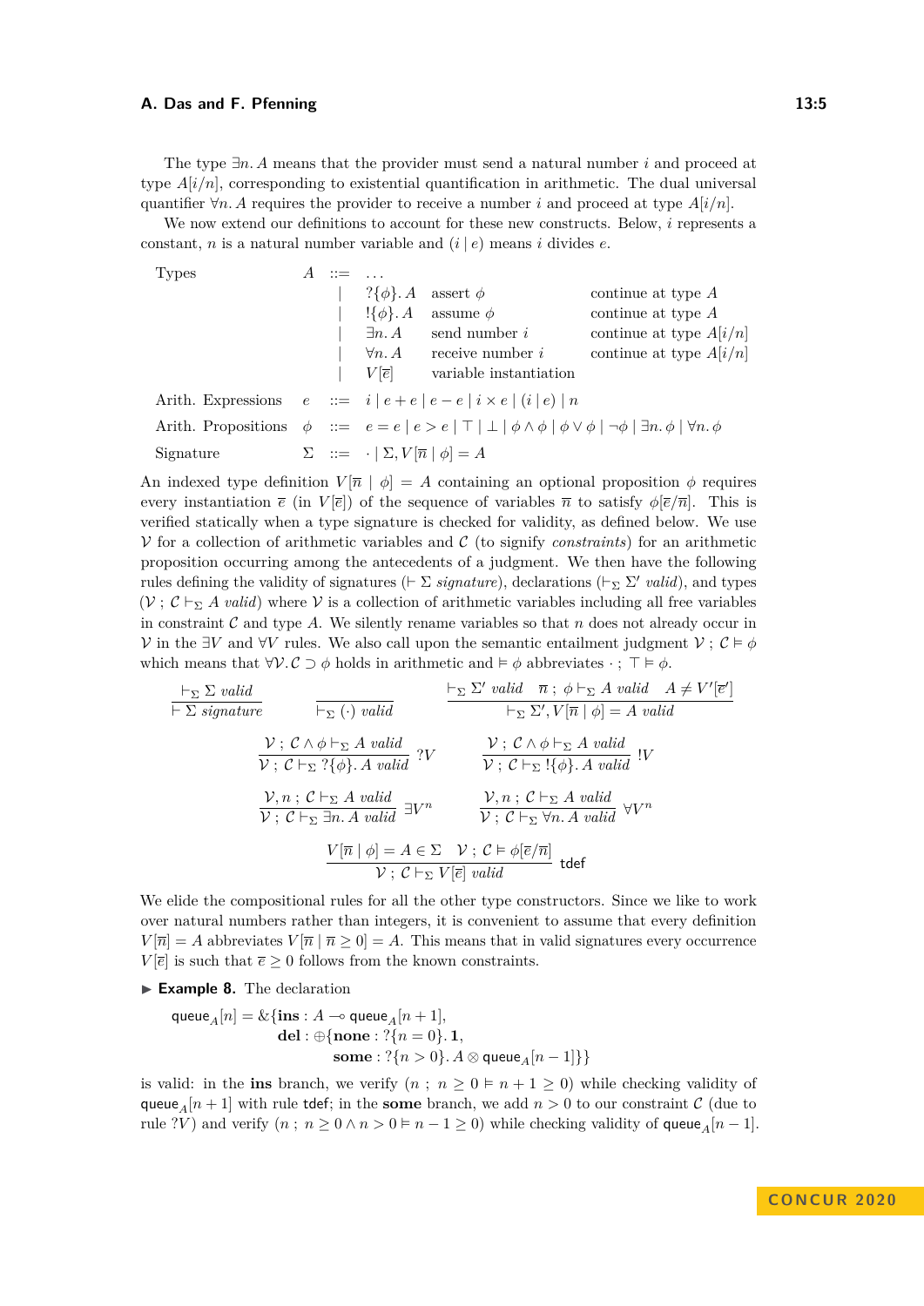The type $\exists n. A$ means that the provider must send a natural number $i$ and proceed at type $A[i/n]$, corresponding to existential quantification in arithmetic. The dual universal quantifier $\forall n. A$ requires the provider to receive a number $i$ and proceed at type $A[i/n]$.

We now extend our definitions to account for these new constructs. Below, $i$ represents a constant, $n$ is a natural number variable and $(i \mid e)$ means $i$ divides $e$.

$$
\begin{array}{llll}
\text{Types} & A & ::= & \ldots \\
 & & \mid & ?\{\phi\}. A \quad \text{assert } \phi \quad \text{continue at type } A \\
 & & \mid & !\{\phi\}. A \quad \text{assume } \phi \quad \text{continue at type } A \\
 & & \mid & \exists n. A \quad \text{send number } i \quad \text{continue at type } A[i/n] \\
 & & \mid & \forall n. A \quad \text{receive number } i \quad \text{continue at type } A[i/n] \\
 & & \mid & V[\overline{e}] \quad \text{variable instantiation} \\
\text{Arith. Expressions} & e & ::= & i \mid e + e \mid e - e \mid i \times e \mid (i \mid e) \mid n \\
\text{Arith. Propositions} & \phi & ::= & e = e \mid e > e \mid \top \mid \bot \mid \phi \wedge \phi \mid \phi \vee \phi \mid \neg\phi \mid \exists n. \phi \mid \forall n. \phi \\
\text{Signature} & \Sigma & ::= & \cdot \mid \Sigma, V[\overline{n} \mid \phi] = A
\end{array}
$$

An indexed type definition $V[\overline{n} \mid \phi] = A$ containing an optional proposition $\phi$ requires every instantiation $\overline{e}$ (in $V[\overline{e}]$) of the sequence of variables $\overline{n}$ to satisfy $\phi[\overline{e}/\overline{n}]$. This is verified statically when a type signature is checked for validity, as defined below. We use $\mathcal{V}$ for a collection of arithmetic variables and $\mathcal{C}$ (to signify *constraints*) for an arithmetic proposition occurring among the antecedents of a judgment. We then have the following rules defining the validity of signatures ($\vdash \Sigma$ *signature*), declarations ($\vdash_\Sigma \Sigma'$ *valid*), and types ($\mathcal{V} \,;\, \mathcal{C} \vdash_\Sigma A$ *valid*) where $\mathcal{V}$ is a collection of arithmetic variables including all free variables in constraint $\mathcal{C}$ and type $A$. We silently rename variables so that $n$ does not already occur in $\mathcal{V}$ in the $\exists V$ and $\forall V$ rules. We also call upon the semantic entailment judgment $\mathcal{V} \,;\, \mathcal{C} \vDash \phi$ which means that $\forall \mathcal{V}. \mathcal{C} \supset \phi$ holds in arithmetic and $\vDash \phi$ abbreviates $\cdot \,;\, \top \vDash \phi$.

$$
\frac{\vdash_\Sigma \Sigma \; \textit{valid}}{\vdash \Sigma \; \textit{signature}}
\qquad
\frac{}{\vdash_\Sigma (\cdot) \; \textit{valid}}
\qquad
\frac{\vdash_\Sigma \Sigma' \; \textit{valid} \quad \overline{n} \,;\, \phi \vdash_\Sigma A \; \textit{valid} \quad A \neq V'[\overline{e}']}{\vdash_\Sigma \Sigma', V[\overline{n} \mid \phi] = A \; \textit{valid}}
$$

$$
\frac{\mathcal{V} \,;\, \mathcal{C} \wedge \phi \vdash_\Sigma A \; \textit{valid}}{\mathcal{V} \,;\, \mathcal{C} \vdash_\Sigma ?\{\phi\}. A \; \textit{valid}} \; ?V
\qquad
\frac{\mathcal{V} \,;\, \mathcal{C} \wedge \phi \vdash_\Sigma A \; \textit{valid}}{\mathcal{V} \,;\, \mathcal{C} \vdash_\Sigma !\{\phi\}. A \; \textit{valid}} \; !V
$$

$$
\frac{\mathcal{V}, n \,;\, \mathcal{C} \vdash_\Sigma A \; \textit{valid}}{\mathcal{V} \,;\, \mathcal{C} \vdash_\Sigma \exists n. A \; \textit{valid}} \; \exists V^n
\qquad
\frac{\mathcal{V}, n \,;\, \mathcal{C} \vdash_\Sigma A \; \textit{valid}}{\mathcal{V} \,;\, \mathcal{C} \vdash_\Sigma \forall n. A \; \textit{valid}} \; \forall V^n
$$

$$
\frac{V[\overline{n} \mid \phi] = A \in \Sigma \quad \mathcal{V} \,;\, \mathcal{C} \vDash \phi[\overline{e}/\overline{n}]}{\mathcal{V} \,;\, \mathcal{C} \vdash_\Sigma V[\overline{e}] \; \textit{valid}} \; \mathsf{tdef}
$$

We elide the compositional rules for all the other type constructors. Since we like to work over natural numbers rather than integers, it is convenient to assume that every definition $V[\overline{n}] = A$ abbreviates $V[\overline{n} \mid \overline{n} \geq 0] = A$. This means that in valid signatures every occurrence $V[\overline{e}]$ is such that $\overline{e} \geq 0$ follows from the known constraints.

▶ **Example 8.** The declaration

$$
\begin{array}{rl}
\mathsf{queue}_A[n] = \& \{ & \textbf{ins} : A \multimap \mathsf{queue}_A[n+1], \\
& \textbf{del} : \oplus\{\textbf{none} : ?\{n = 0\}. \mathbf{1}, \\
& \qquad \textbf{some} : ?\{n > 0\}. A \otimes \mathsf{queue}_A[n-1]\}\}
\end{array}
$$

is valid: in the **ins** branch, we verify $(n \,;\, n \geq 0 \vDash n + 1 \geq 0)$ while checking validity of $\mathsf{queue}_A[n+1]$ with rule $\mathsf{tdef}$; in the **some** branch, we add $n > 0$ to our constraint $\mathcal{C}$ (due to rule $?V$) and verify $(n \,;\, n \geq 0 \wedge n > 0 \vDash n - 1 \geq 0)$ while checking validity of $\mathsf{queue}_A[n-1]$.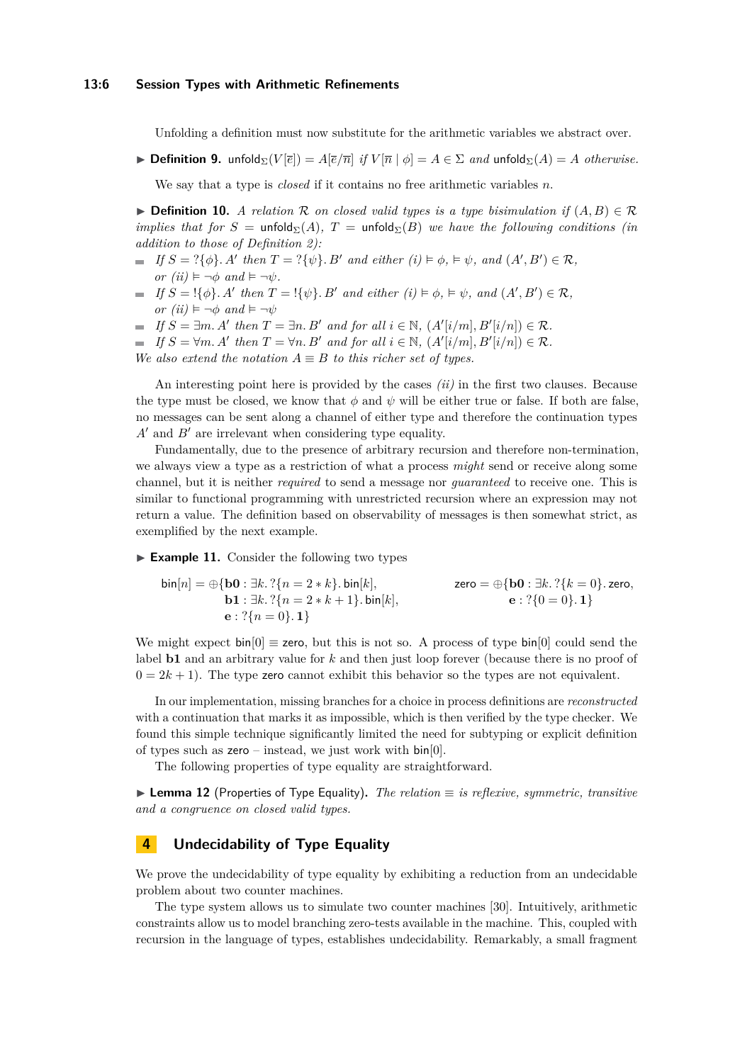Unfolding a definition must now substitute for the arithmetic variables we abstract over.

▶ **Definition 9.** $\mathsf{unfold}_\Sigma(V[\overline{e}]) = A[\overline{e}/\overline{n}]$ *if* $V[\overline{n} \mid \phi] = A \in \Sigma$ *and* $\mathsf{unfold}_\Sigma(A) = A$ *otherwise.*

We say that a type is *closed* if it contains no free arithmetic variables $n$.

▶ **Definition 10.** *A relation* $\mathcal{R}$ *on closed valid types is a type bisimulation if* $(A, B) \in \mathcal{R}$ *implies that for* $S = \mathsf{unfold}_\Sigma(A)$, $T = \mathsf{unfold}_\Sigma(B)$ *we have the following conditions (in addition to those of Definition 2):*

- *If* $S = ?\{\phi\}.\, A'$ *then* $T = ?\{\psi\}.\, B'$ *and either (i)* $\vDash \phi$, $\vDash \psi$, *and* $(A', B') \in \mathcal{R}$, *or (ii)* $\vDash \neg\phi$ *and* $\vDash \neg\psi$.
- *If* $S = !\{\phi\}.\, A'$ *then* $T = !\{\psi\}.\, B'$ *and either (i)* $\vDash \phi$, $\vDash \psi$, *and* $(A', B') \in \mathcal{R}$, *or (ii)* $\vDash \neg\phi$ *and* $\vDash \neg\psi$
- *If* $S = \exists m.\, A'$ *then* $T = \exists n.\, B'$ *and for all* $i \in \mathbb{N}$, $(A'[i/m], B'[i/n]) \in \mathcal{R}$.
- *If* $S = \forall m.\, A'$ *then* $T = \forall n.\, B'$ *and for all* $i \in \mathbb{N}$, $(A'[i/m], B'[i/n]) \in \mathcal{R}$.

*We also extend the notation* $A \equiv B$ *to this richer set of types.*

An interesting point here is provided by the cases *(ii)* in the first two clauses. Because the type must be closed, we know that $\phi$ and $\psi$ will be either true or false. If both are false, no messages can be sent along a channel of either type and therefore the continuation types $A'$ and $B'$ are irrelevant when considering type equality.

Fundamentally, due to the presence of arbitrary recursion and therefore non-termination, we always view a type as a restriction of what a process *might* send or receive along some channel, but it is neither *required* to send a message nor *guaranteed* to receive one. This is similar to functional programming with unrestricted recursion where an expression may not return a value. The definition based on observability of messages is then somewhat strict, as exemplified by the next example.

▶ **Example 11.** Consider the following two types

$$\begin{aligned}
\mathsf{bin}[n] = \oplus\{&\mathbf{b0} : \exists k.\, ?\{n = 2 * k\}.\, \mathsf{bin}[k], \\
&\mathbf{b1} : \exists k.\, ?\{n = 2 * k + 1\}.\, \mathsf{bin}[k], \\
&\mathbf{e} : ?\{n = 0\}.\, \mathbf{1}\}
\end{aligned}
\qquad
\begin{aligned}
\mathsf{zero} = \oplus\{&\mathbf{b0} : \exists k.\, ?\{k = 0\}.\, \mathsf{zero}, \\
&\mathbf{e} : ?\{0 = 0\}.\, \mathbf{1}\}
\end{aligned}$$

We might expect $\mathsf{bin}[0] \equiv \mathsf{zero}$, but this is not so. A process of type $\mathsf{bin}[0]$ could send the label $\mathbf{b1}$ and an arbitrary value for $k$ and then just loop forever (because there is no proof of $0 = 2k + 1$). The type $\mathsf{zero}$ cannot exhibit this behavior so the types are not equivalent.

In our implementation, missing branches for a choice in process definitions are *reconstructed* with a continuation that marks it as impossible, which is then verified by the type checker. We found this simple technique significantly limited the need for subtyping or explicit definition of types such as $\mathsf{zero}$ – instead, we just work with $\mathsf{bin}[0]$.

The following properties of type equality are straightforward.

▶ **Lemma 12** (Properties of Type Equality)**.** *The relation* $\equiv$ *is reflexive, symmetric, transitive and a congruence on closed valid types.*

## 4 Undecidability of Type Equality

We prove the undecidability of type equality by exhibiting a reduction from an undecidable problem about two counter machines.

The type system allows us to simulate two counter machines [30]. Intuitively, arithmetic constraints allow us to model branching zero-tests available in the machine. This, coupled with recursion in the language of types, establishes undecidability. Remarkably, a small fragment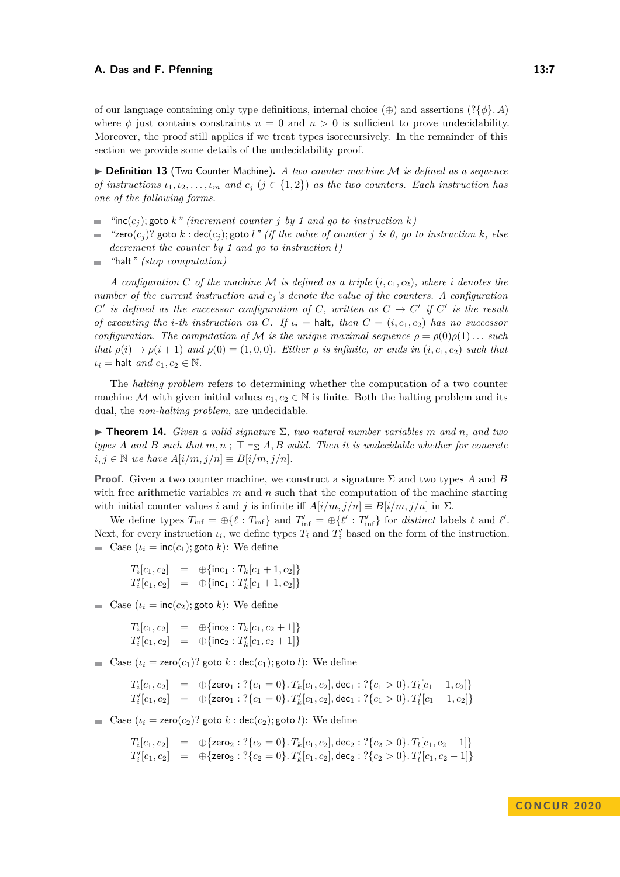of our language containing only type definitions, internal choice ($\oplus$) and assertions ($?\{\phi\}.\,A$) where $\phi$ just contains constraints $n = 0$ and $n > 0$ is sufficient to prove undecidability. Moreover, the proof still applies if we treat types isorecursively. In the remainder of this section we provide some details of the undecidability proof.

▶ **Definition 13** (Two Counter Machine)**.** *A two counter machine $\mathcal{M}$ is defined as a sequence of instructions $\iota_1, \iota_2, \ldots, \iota_m$ and $c_j$ ($j \in \{1, 2\}$) as the two counters. Each instruction has one of the following forms.*

- *"$\mathsf{inc}(c_j); \mathsf{goto}\ k$" (increment counter $j$ by 1 and go to instruction $k$)*
- *"$\mathsf{zero}(c_j)?\ \mathsf{goto}\ k : \mathsf{dec}(c_j); \mathsf{goto}\ l$" (if the value of counter $j$ is 0, go to instruction $k$, else decrement the counter by 1 and go to instruction $l$)*
- *"$\mathsf{halt}$" (stop computation)*

*A configuration $C$ of the machine $\mathcal{M}$ is defined as a triple $(i, c_1, c_2)$, where $i$ denotes the number of the current instruction and $c_j$'s denote the value of the counters. A configuration $C'$ is defined as the successor configuration of $C$, written as $C \mapsto C'$ if $C'$ is the result of executing the $i$-th instruction on $C$. If $\iota_i = \mathsf{halt}$, then $C = (i, c_1, c_2)$ has no successor configuration. The computation of $\mathcal{M}$ is the unique maximal sequence $\rho = \rho(0)\rho(1)\ldots$ such that $\rho(i) \mapsto \rho(i+1)$ and $\rho(0) = (1, 0, 0)$. Either $\rho$ is infinite, or ends in $(i, c_1, c_2)$ such that $\iota_i = \mathsf{halt}$ and $c_1, c_2 \in \mathbb{N}$.*

The *halting problem* refers to determining whether the computation of a two counter machine $\mathcal{M}$ with given initial values $c_1, c_2 \in \mathbb{N}$ is finite. Both the halting problem and its dual, the *non-halting problem*, are undecidable.

▶ **Theorem 14.** *Given a valid signature $\Sigma$, two natural number variables $m$ and $n$, and two types $A$ and $B$ such that $m, n\ ;\ \top \vdash_\Sigma A, B$ valid. Then it is undecidable whether for concrete $i, j \in \mathbb{N}$ we have $A[i/m, j/n] \equiv B[i/m, j/n]$.*

**Proof.** Given a two counter machine, we construct a signature $\Sigma$ and two types $A$ and $B$ with free arithmetic variables $m$ and $n$ such that the computation of the machine starting with initial counter values $i$ and $j$ is infinite iff $A[i/m, j/n] \equiv B[i/m, j/n]$ in $\Sigma$.

We define types $T_{\mathrm{inf}} = \oplus\{\ell : T_{\mathrm{inf}}\}$ and $T'_{\mathrm{inf}} = \oplus\{\ell' : T'_{\mathrm{inf}}\}$ for *distinct* labels $\ell$ and $\ell'$. Next, for every instruction $\iota_i$, we define types $T_i$ and $T'_i$ based on the form of the instruction.

- Case ($\iota_i = \mathsf{inc}(c_1); \mathsf{goto}\ k$): We define

$$
\begin{aligned}
T_i[c_1, c_2] &= \oplus\{\mathsf{inc}_1 : T_k[c_1 + 1, c_2]\} \\
T'_i[c_1, c_2] &= \oplus\{\mathsf{inc}_1 : T'_k[c_1 + 1, c_2]\}
\end{aligned}
$$

- Case ($\iota_i = \mathsf{inc}(c_2); \mathsf{goto}\ k$): We define

$$
\begin{aligned}
T_i[c_1, c_2] &= \oplus\{\mathsf{inc}_2 : T_k[c_1, c_2 + 1]\} \\
T'_i[c_1, c_2] &= \oplus\{\mathsf{inc}_2 : T'_k[c_1, c_2 + 1]\}
\end{aligned}
$$

- Case ($\iota_i = \mathsf{zero}(c_1)?\ \mathsf{goto}\ k : \mathsf{dec}(c_1); \mathsf{goto}\ l$): We define

$$
\begin{aligned}
T_i[c_1, c_2] &= \oplus\{\mathsf{zero}_1 : ?\{c_1 = 0\}.\,T_k[c_1, c_2], \mathsf{dec}_1 : ?\{c_1 > 0\}.\,T_l[c_1 - 1, c_2]\} \\
T'_i[c_1, c_2] &= \oplus\{\mathsf{zero}_1 : ?\{c_1 = 0\}.\,T'_k[c_1, c_2], \mathsf{dec}_1 : ?\{c_1 > 0\}.\,T'_l[c_1 - 1, c_2]\}
\end{aligned}
$$

- Case ($\iota_i = \mathsf{zero}(c_2)?\ \mathsf{goto}\ k : \mathsf{dec}(c_2); \mathsf{goto}\ l$): We define

$$
\begin{aligned}
T_i[c_1, c_2] &= \oplus\{\mathsf{zero}_2 : ?\{c_2 = 0\}.\,T_k[c_1, c_2], \mathsf{dec}_2 : ?\{c_2 > 0\}.\,T_l[c_1, c_2 - 1]\} \\
T'_i[c_1, c_2] &= \oplus\{\mathsf{zero}_2 : ?\{c_2 = 0\}.\,T'_k[c_1, c_2], \mathsf{dec}_2 : ?\{c_2 > 0\}.\,T'_l[c_1, c_2 - 1]\}
\end{aligned}
$$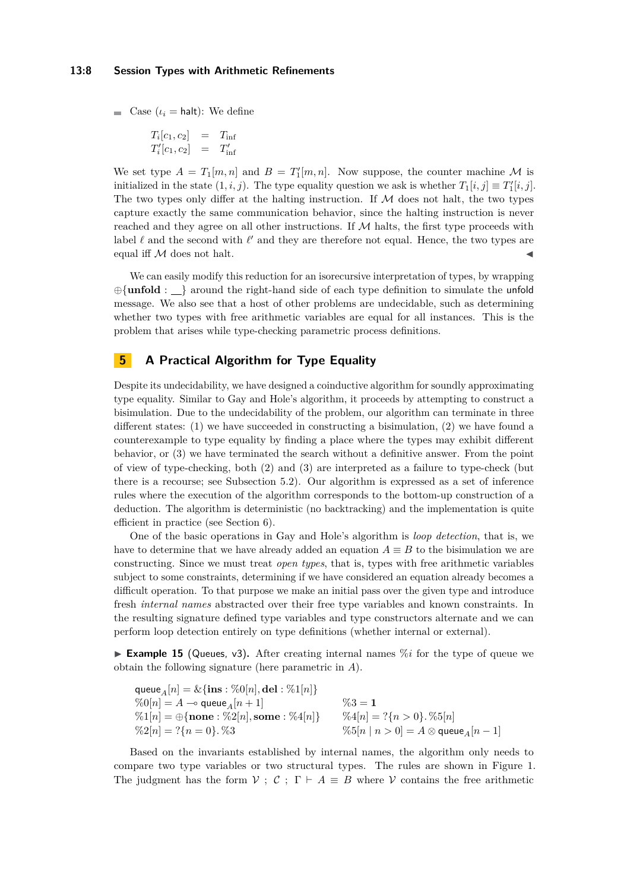- Case ($\iota_i = \mathsf{halt}$): We define

$$
\begin{array}{rcl}
T_i[c_1, c_2] & = & T_{\mathrm{inf}} \\
T'_i[c_1, c_2] & = & T'_{\mathrm{inf}}
\end{array}
$$

We set type $A = T_1[m, n]$ and $B = T'_1[m, n]$. Now suppose, the counter machine $\mathcal{M}$ is initialized in the state $(1, i, j)$. The type equality question we ask is whether $T_1[i, j] \equiv T'_1[i, j]$. The two types only differ at the halting instruction. If $\mathcal{M}$ does not halt, the two types capture exactly the same communication behavior, since the halting instruction is never reached and they agree on all other instructions. If $\mathcal{M}$ halts, the first type proceeds with label $\ell$ and the second with $\ell'$ and they are therefore not equal. Hence, the two types are equal iff $\mathcal{M}$ does not halt. ◀

We can easily modify this reduction for an isorecursive interpretation of types, by wrapping $\oplus\{\mathbf{unfold} : \_\_\}$ around the right-hand side of each type definition to simulate the unfold message. We also see that a host of other problems are undecidable, such as determining whether two types with free arithmetic variables are equal for all instances. This is the problem that arises while type-checking parametric process definitions.

## 5 A Practical Algorithm for Type Equality

Despite its undecidability, we have designed a coinductive algorithm for soundly approximating type equality. Similar to Gay and Hole's algorithm, it proceeds by attempting to construct a bisimulation. Due to the undecidability of the problem, our algorithm can terminate in three different states: (1) we have succeeded in constructing a bisimulation, (2) we have found a counterexample to type equality by finding a place where the types may exhibit different behavior, or (3) we have terminated the search without a definitive answer. From the point of view of type-checking, both (2) and (3) are interpreted as a failure to type-check (but there is a recourse; see Subsection 5.2). Our algorithm is expressed as a set of inference rules where the execution of the algorithm corresponds to the bottom-up construction of a deduction. The algorithm is deterministic (no backtracking) and the implementation is quite efficient in practice (see Section 6).

One of the basic operations in Gay and Hole's algorithm is *loop detection*, that is, we have to determine that we have already added an equation $A \equiv B$ to the bisimulation we are constructing. Since we must treat *open types*, that is, types with free arithmetic variables subject to some constraints, determining if we have considered an equation already becomes a difficult operation. To that purpose we make an initial pass over the given type and introduce fresh *internal names* abstracted over their free type variables and known constraints. In the resulting signature defined type variables and type constructors alternate and we can perform loop detection entirely on type definitions (whether internal or external).

▶ **Example 15** (Queues, v3). After creating internal names $\%i$ for the type of queue we obtain the following signature (here parametric in $A$).

$$
\begin{array}{ll}
\mathsf{queue}_A[n] = \&\{\mathbf{ins} : \%0[n], \mathbf{del} : \%1[n]\} & \\
\%0[n] = A \multimap \mathsf{queue}_A[n+1] & \%3 = \mathbf{1} \\
\%1[n] = \oplus\{\mathbf{none} : \%2[n], \mathbf{some} : \%4[n]\} & \%4[n] = ?\{n > 0\}.\,\%5[n] \\
\%2[n] = ?\{n = 0\}.\,\%3 & \%5[n \mid n > 0] = A \otimes \mathsf{queue}_A[n-1]
\end{array}
$$

Based on the invariants established by internal names, the algorithm only needs to compare two type variables or two structural types. The rules are shown in Figure 1. The judgment has the form $\mathcal{V} \; ; \; \mathcal{C} \; ; \; \Gamma \vdash A \equiv B$ where $\mathcal{V}$ contains the free arithmetic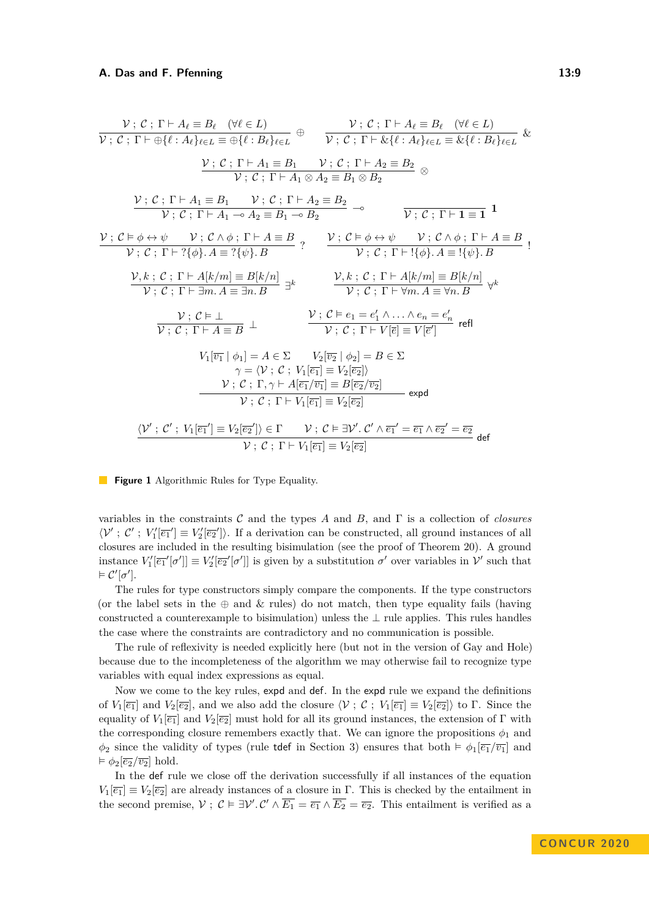$$\frac{\mathcal{V} \,;\, \mathcal{C} \,;\, \Gamma \vdash A_\ell \equiv B_\ell \quad (\forall \ell \in L)}{\mathcal{V} \,;\, \mathcal{C} \,;\, \Gamma \vdash \oplus\{\ell : A_\ell\}_{\ell \in L} \equiv \oplus\{\ell : B_\ell\}_{\ell \in L}} \oplus \qquad \frac{\mathcal{V} \,;\, \mathcal{C} \,;\, \Gamma \vdash A_\ell \equiv B_\ell \quad (\forall \ell \in L)}{\mathcal{V} \,;\, \mathcal{C} \,;\, \Gamma \vdash \&\{\ell : A_\ell\}_{\ell \in L} \equiv \&\{\ell : B_\ell\}_{\ell \in L}} \&$$

$$\frac{\mathcal{V} \,;\, \mathcal{C} \,;\, \Gamma \vdash A_1 \equiv B_1 \qquad \mathcal{V} \,;\, \mathcal{C} \,;\, \Gamma \vdash A_2 \equiv B_2}{\mathcal{V} \,;\, \mathcal{C} \,;\, \Gamma \vdash A_1 \otimes A_2 \equiv B_1 \otimes B_2} \otimes$$

$$\frac{\mathcal{V} \,;\, \mathcal{C} \,;\, \Gamma \vdash A_1 \equiv B_1 \qquad \mathcal{V} \,;\, \mathcal{C} \,;\, \Gamma \vdash A_2 \equiv B_2}{\mathcal{V} \,;\, \mathcal{C} \,;\, \Gamma \vdash A_1 \multimap A_2 \equiv B_1 \multimap B_2} \multimap \qquad \frac{}{\mathcal{V} \,;\, \mathcal{C} \,;\, \Gamma \vdash \mathbf{1} \equiv \mathbf{1}} \mathbf{1}$$

$$\frac{\mathcal{V} \,;\, \mathcal{C} \vDash \phi \leftrightarrow \psi \qquad \mathcal{V} \,;\, \mathcal{C} \wedge \phi \,;\, \Gamma \vdash A \equiv B}{\mathcal{V} \,;\, \mathcal{C} \,;\, \Gamma \vdash ?\{\phi\}.\, A \equiv ?\{\psi\}.\, B} ? \qquad \frac{\mathcal{V} \,;\, \mathcal{C} \vDash \phi \leftrightarrow \psi \qquad \mathcal{V} \,;\, \mathcal{C} \wedge \phi \,;\, \Gamma \vdash A \equiv B}{\mathcal{V} \,;\, \mathcal{C} \,;\, \Gamma \vdash !\{\phi\}.\, A \equiv !\{\psi\}.\, B} !$$

$$\frac{\mathcal{V}, k \,;\, \mathcal{C} \,;\, \Gamma \vdash A[k/m] \equiv B[k/n]}{\mathcal{V} \,;\, \mathcal{C} \,;\, \Gamma \vdash \exists m.\, A \equiv \exists n.\, B} \exists^k \qquad \frac{\mathcal{V}, k \,;\, \mathcal{C} \,;\, \Gamma \vdash A[k/m] \equiv B[k/n]}{\mathcal{V} \,;\, \mathcal{C} \,;\, \Gamma \vdash \forall m.\, A \equiv \forall n.\, B} \forall^k$$

$$\frac{\mathcal{V} \,;\, \mathcal{C} \vDash \bot}{\mathcal{V} \,;\, \mathcal{C} \,;\, \Gamma \vdash A \equiv B} \bot \qquad \frac{\mathcal{V} \,;\, \mathcal{C} \vDash e_1 = e_1' \wedge \ldots \wedge e_n = e_n'}{\mathcal{V} \,;\, \mathcal{C} \,;\, \Gamma \vdash V[\overline{e}] \equiv V[\overline{e'}]} \mathsf{refl}$$

$$\frac{\begin{array}{c} V_1[\overline{v_1} \mid \phi_1] = A \in \Sigma \qquad V_2[\overline{v_2} \mid \phi_2] = B \in \Sigma \\ \gamma = \langle \mathcal{V} \,;\, \mathcal{C} \,;\, V_1[\overline{e_1}] \equiv V_2[\overline{e_2}] \rangle \\ \mathcal{V} \,;\, \mathcal{C} \,;\, \Gamma, \gamma \vdash A[\overline{e_1}/\overline{v_1}] \equiv B[\overline{e_2}/\overline{v_2}] \end{array}}{\mathcal{V} \,;\, \mathcal{C} \,;\, \Gamma \vdash V_1[\overline{e_1}] \equiv V_2[\overline{e_2}]} \mathsf{expd}$$

$$\frac{\langle \mathcal{V}' \,;\, \mathcal{C}' \,;\, V_1[\overline{e_1}'] \equiv V_2[\overline{e_2}'] \rangle \in \Gamma \qquad \mathcal{V} \,;\, \mathcal{C} \vDash \exists \mathcal{V}'.\, \mathcal{C}' \wedge \overline{e_1}' = \overline{e_1} \wedge \overline{e_2}' = \overline{e_2}}{\mathcal{V} \,;\, \mathcal{C} \,;\, \Gamma \vdash V_1[\overline{e_1}] \equiv V_2[\overline{e_2}]} \mathsf{def}$$

**Figure 1** Algorithmic Rules for Type Equality.

variables in the constraints $\mathcal{C}$ and the types $A$ and $B$, and $\Gamma$ is a collection of *closures* $\langle \mathcal{V}' \,;\, \mathcal{C}' \,;\, V_1'[\overline{e_1}'] \equiv V_2'[\overline{e_2}'] \rangle$. If a derivation can be constructed, all ground instances of all closures are included in the resulting bisimulation (see the proof of Theorem 20). A ground instance $V_1'[\overline{e_1}'[\sigma']] \equiv V_2'[\overline{e_2}'[\sigma']]$ is given by a substitution $\sigma'$ over variables in $\mathcal{V}'$ such that $\vDash \mathcal{C}'[\sigma']$.

The rules for type constructors simply compare the components. If the type constructors (or the label sets in the $\oplus$ and $\&$ rules) do not match, then type equality fails (having constructed a counterexample to bisimulation) unless the $\bot$ rule applies. This rules handles the case where the constraints are contradictory and no communication is possible.

The rule of reflexivity is needed explicitly here (but not in the version of Gay and Hole) because due to the incompleteness of the algorithm we may otherwise fail to recognize type variables with equal index expressions as equal.

Now we come to the key rules, expd and def. In the expd rule we expand the definitions of $V_1[\overline{e_1}]$ and $V_2[\overline{e_2}]$, and we also add the closure $\langle \mathcal{V} \,;\, \mathcal{C} \,;\, V_1[\overline{e_1}] \equiv V_2[\overline{e_2}] \rangle$ to $\Gamma$. Since the equality of $V_1[\overline{e_1}]$ and $V_2[\overline{e_2}]$ must hold for all its ground instances, the extension of $\Gamma$ with the corresponding closure remembers exactly that. We can ignore the propositions $\phi_1$ and $\phi_2$ since the validity of types (rule tdef in Section 3) ensures that both $\vDash \phi_1[\overline{e_1}/\overline{v_1}]$ and $\vDash \phi_2[\overline{e_2}/\overline{v_2}]$ hold.

In the def rule we close off the derivation successfully if all instances of the equation $V_1[\overline{e_1}] \equiv V_2[\overline{e_2}]$ are already instances of a closure in $\Gamma$. This is checked by the entailment in the second premise, $\mathcal{V} \,;\, \mathcal{C} \vDash \exists \mathcal{V}'.\mathcal{C}' \wedge \overline{E_1} = \overline{e_1} \wedge \overline{E_2} = \overline{e_2}$. This entailment is verified as a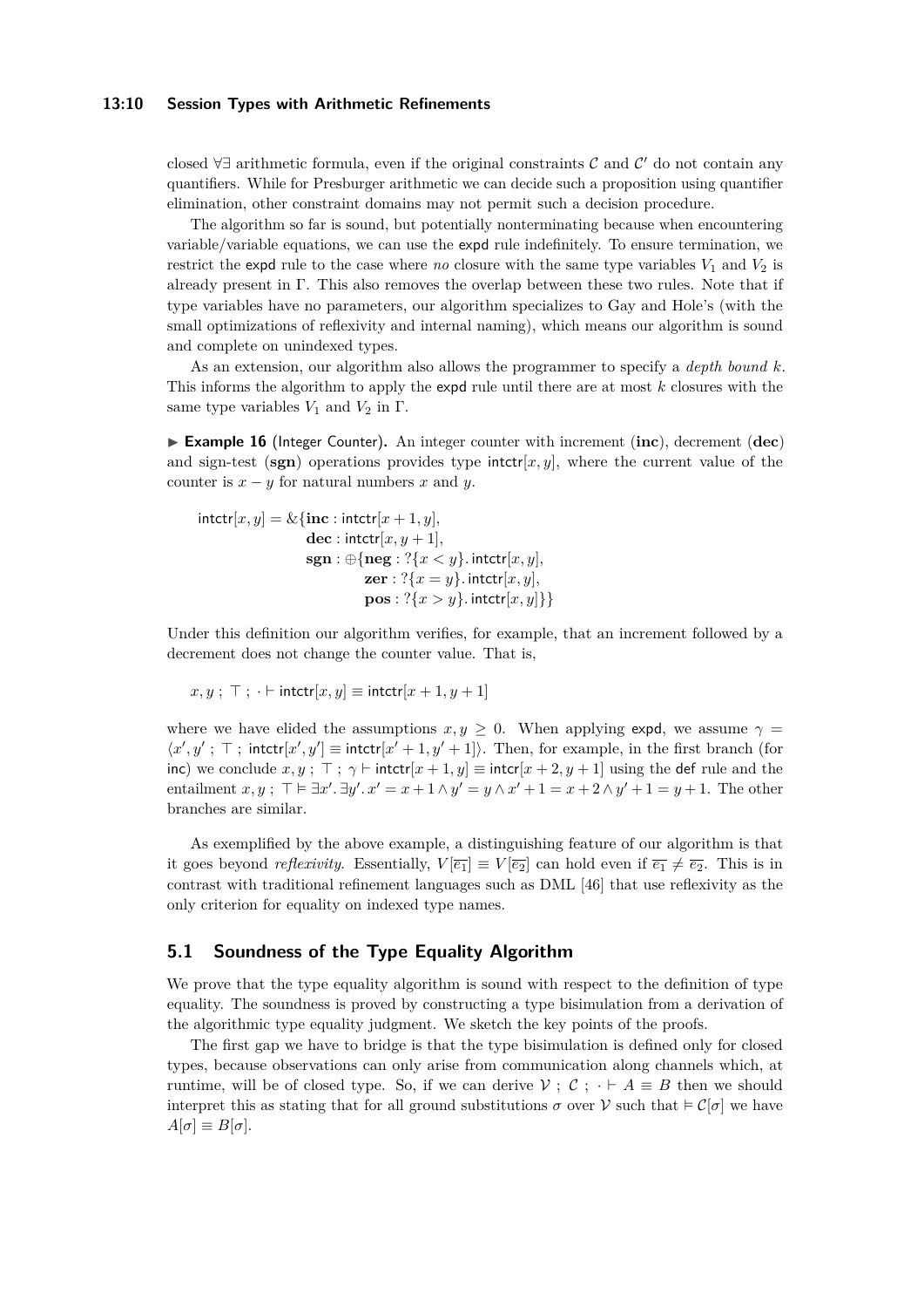closed ∀∃ arithmetic formula, even if the original constraints $\mathcal{C}$ and $\mathcal{C}'$ do not contain any quantifiers. While for Presburger arithmetic we can decide such a proposition using quantifier elimination, other constraint domains may not permit such a decision procedure.

The algorithm so far is sound, but potentially nonterminating because when encountering variable/variable equations, we can use the expd rule indefinitely. To ensure termination, we restrict the expd rule to the case where *no* closure with the same type variables $V_1$ and $V_2$ is already present in $\Gamma$. This also removes the overlap between these two rules. Note that if type variables have no parameters, our algorithm specializes to Gay and Hole's (with the small optimizations of reflexivity and internal naming), which means our algorithm is sound and complete on unindexed types.

As an extension, our algorithm also allows the programmer to specify a *depth bound* $k$. This informs the algorithm to apply the expd rule until there are at most $k$ closures with the same type variables $V_1$ and $V_2$ in $\Gamma$.

▶ **Example 16** (Integer Counter)**.** An integer counter with increment (**inc**), decrement (**dec**) and sign-test (**sgn**) operations provides type $\mathsf{intctr}[x, y]$, where the current value of the counter is $x - y$ for natural numbers $x$ and $y$.

$$
\begin{aligned}
\mathsf{intctr}[x, y] = \&\{&\mathbf{inc} : \mathsf{intctr}[x + 1, y],\\
&\mathbf{dec} : \mathsf{intctr}[x, y + 1],\\
&\mathbf{sgn} : \oplus\{\mathbf{neg} : ?\{x < y\}.\, \mathsf{intctr}[x, y],\\
&\qquad\quad \mathbf{zer} : ?\{x = y\}.\, \mathsf{intctr}[x, y],\\
&\qquad\quad \mathbf{pos} : ?\{x > y\}.\, \mathsf{intctr}[x, y]\}\}
\end{aligned}
$$

Under this definition our algorithm verifies, for example, that an increment followed by a decrement does not change the counter value. That is,

$$x, y\ ;\ \top\ ;\ \cdot \vdash \mathsf{intctr}[x, y] \equiv \mathsf{intctr}[x + 1, y + 1]$$

where we have elided the assumptions $x, y \geq 0$. When applying expd, we assume $\gamma = \langle x', y'\ ;\ \top\ ;\ \mathsf{intctr}[x', y'] \equiv \mathsf{intctr}[x' + 1, y' + 1]\rangle$. Then, for example, in the first branch (for inc) we conclude $x, y\ ;\ \top\ ;\ \gamma \vdash \mathsf{intctr}[x + 1, y] \equiv \mathsf{intcr}[x + 2, y + 1]$ using the def rule and the entailment $x, y\ ;\ \top \vDash \exists x'.\, \exists y'.\, x' = x + 1 \wedge y' = y \wedge x' + 1 = x + 2 \wedge y' + 1 = y + 1$. The other branches are similar.

As exemplified by the above example, a distinguishing feature of our algorithm is that it goes beyond *reflexivity*. Essentially, $V[\overline{e_1}] \equiv V[\overline{e_2}]$ can hold even if $\overline{e_1} \neq \overline{e_2}$. This is in contrast with traditional refinement languages such as DML [46] that use reflexivity as the only criterion for equality on indexed type names.

## 5.1 Soundness of the Type Equality Algorithm

We prove that the type equality algorithm is sound with respect to the definition of type equality. The soundness is proved by constructing a type bisimulation from a derivation of the algorithmic type equality judgment. We sketch the key points of the proofs.

The first gap we have to bridge is that the type bisimulation is defined only for closed types, because observations can only arise from communication along channels which, at runtime, will be of closed type. So, if we can derive $\mathcal{V}\ ;\ \mathcal{C}\ ;\ \cdot \vdash A \equiv B$ then we should interpret this as stating that for all ground substitutions $\sigma$ over $\mathcal{V}$ such that $\vDash \mathcal{C}[\sigma]$ we have $A[\sigma] \equiv B[\sigma]$.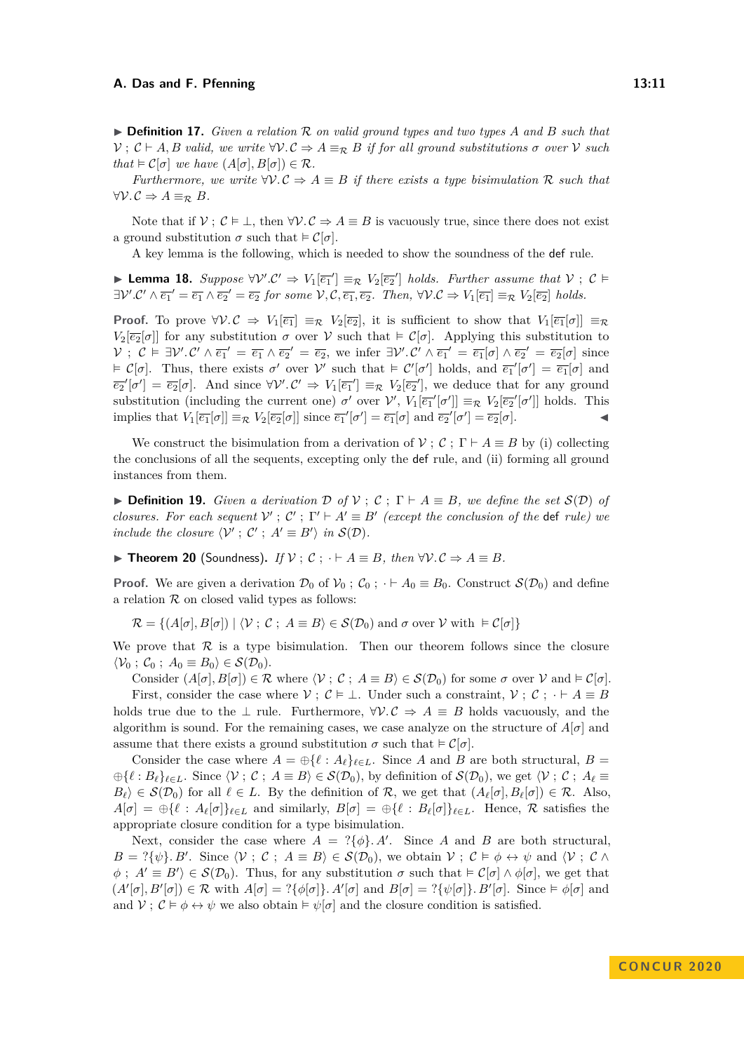▶ **Definition 17.** *Given a relation $\mathcal{R}$ on valid ground types and two types $A$ and $B$ such that $\mathcal{V} \,;\, \mathcal{C} \vdash A, B$ valid, we write $\forall \mathcal{V}. \mathcal{C} \Rightarrow A \equiv_{\mathcal{R}} B$ if for all ground substitutions $\sigma$ over $\mathcal{V}$ such that $\vDash \mathcal{C}[\sigma]$ we have $(A[\sigma], B[\sigma]) \in \mathcal{R}$.*

*Furthermore, we write $\forall \mathcal{V}. \mathcal{C} \Rightarrow A \equiv B$ if there exists a type bisimulation $\mathcal{R}$ such that $\forall \mathcal{V}. \mathcal{C} \Rightarrow A \equiv_{\mathcal{R}} B$.*

Note that if $\mathcal{V} \,;\, \mathcal{C} \vDash \bot$, then $\forall \mathcal{V}. \mathcal{C} \Rightarrow A \equiv B$ is vacuously true, since there does not exist a ground substitution $\sigma$ such that $\vDash \mathcal{C}[\sigma]$.

A key lemma is the following, which is needed to show the soundness of the def rule.

▶ **Lemma 18.** *Suppose $\forall \mathcal{V}'. \mathcal{C}' \Rightarrow V_1[\overline{e_1}'] \equiv_{\mathcal{R}} V_2[\overline{e_2}']$ holds. Further assume that $\mathcal{V} \,;\, \mathcal{C} \vDash \exists \mathcal{V}'. \mathcal{C}' \wedge \overline{e_1}' = \overline{e_1} \wedge \overline{e_2}' = \overline{e_2}$ for some $\mathcal{V}, \mathcal{C}, \overline{e_1}, \overline{e_2}$. Then, $\forall \mathcal{V}. \mathcal{C} \Rightarrow V_1[\overline{e_1}] \equiv_{\mathcal{R}} V_2[\overline{e_2}]$ holds.*

**Proof.** To prove $\forall \mathcal{V}. \mathcal{C} \Rightarrow V_1[\overline{e_1}] \equiv_{\mathcal{R}} V_2[\overline{e_2}]$, it is sufficient to show that $V_1[\overline{e_1}[\sigma]] \equiv_{\mathcal{R}} V_2[\overline{e_2}[\sigma]]$ for any substitution $\sigma$ over $\mathcal{V}$ such that $\vDash \mathcal{C}[\sigma]$. Applying this substitution to $\mathcal{V} \,;\, \mathcal{C} \vDash \exists \mathcal{V}'. \mathcal{C}' \wedge \overline{e_1}' = \overline{e_1} \wedge \overline{e_2}' = \overline{e_2}$, we infer $\exists \mathcal{V}'. \mathcal{C}' \wedge \overline{e_1}' = \overline{e_1}[\sigma] \wedge \overline{e_2}' = \overline{e_2}[\sigma]$ since $\vDash \mathcal{C}[\sigma]$. Thus, there exists $\sigma'$ over $\mathcal{V}'$ such that $\vDash \mathcal{C}'[\sigma']$ holds, and $\overline{e_1}'[\sigma'] = \overline{e_1}[\sigma]$ and $\overline{e_2}'[\sigma'] = \overline{e_2}[\sigma]$. And since $\forall \mathcal{V}'. \mathcal{C}' \Rightarrow V_1[\overline{e_1}'] \equiv_{\mathcal{R}} V_2[\overline{e_2}']$, we deduce that for any ground substitution (including the current one) $\sigma'$ over $\mathcal{V}'$, $V_1[\overline{e_1}'[\sigma']] \equiv_{\mathcal{R}} V_2[\overline{e_2}'[\sigma']]$ holds. This implies that $V_1[\overline{e_1}[\sigma]] \equiv_{\mathcal{R}} V_2[\overline{e_2}[\sigma]]$ since $\overline{e_1}'[\sigma'] = \overline{e_1}[\sigma]$ and $\overline{e_2}'[\sigma'] = \overline{e_2}[\sigma]$. ◀

We construct the bisimulation from a derivation of $\mathcal{V} \,;\, \mathcal{C} \,;\, \Gamma \vdash A \equiv B$ by (i) collecting the conclusions of all the sequents, excepting only the def rule, and (ii) forming all ground instances from them.

▶ **Definition 19.** *Given a derivation $\mathcal{D}$ of $\mathcal{V} \,;\, \mathcal{C} \,;\, \Gamma \vdash A \equiv B$, we define the set $\mathcal{S}(\mathcal{D})$ of closures. For each sequent $\mathcal{V}' \,;\, \mathcal{C}' \,;\, \Gamma' \vdash A' \equiv B'$ (except the conclusion of the* def *rule) we include the closure $\langle \mathcal{V}' \,;\, \mathcal{C}' \,;\, A' \equiv B' \rangle$ in $\mathcal{S}(\mathcal{D})$.*

▶ **Theorem 20** (Soundness)**.** *If $\mathcal{V} \,;\, \mathcal{C} \,;\, \cdot \vdash A \equiv B$, then $\forall \mathcal{V}. \mathcal{C} \Rightarrow A \equiv B$.*

**Proof.** We are given a derivation $\mathcal{D}_0$ of $\mathcal{V}_0 \,;\, \mathcal{C}_0 \,;\, \cdot \vdash A_0 \equiv B_0$. Construct $\mathcal{S}(\mathcal{D}_0)$ and define a relation $\mathcal{R}$ on closed valid types as follows:

$$\mathcal{R} = \{(A[\sigma], B[\sigma]) \mid \langle \mathcal{V} \,;\, \mathcal{C} \,;\, A \equiv B \rangle \in \mathcal{S}(\mathcal{D}_0) \text{ and } \sigma \text{ over } \mathcal{V} \text{ with } \vDash \mathcal{C}[\sigma]\}$$

We prove that $\mathcal{R}$ is a type bisimulation. Then our theorem follows since the closure $\langle \mathcal{V}_0 \,;\, \mathcal{C}_0 \,;\, A_0 \equiv B_0 \rangle \in \mathcal{S}(\mathcal{D}_0)$.

Consider $(A[\sigma], B[\sigma]) \in \mathcal{R}$ where $\langle \mathcal{V} \,;\, \mathcal{C} \,;\, A \equiv B \rangle \in \mathcal{S}(\mathcal{D}_0)$ for some $\sigma$ over $\mathcal{V}$ and $\vDash \mathcal{C}[\sigma]$.

First, consider the case where $\mathcal{V} \,;\, \mathcal{C} \vDash \bot$. Under such a constraint, $\mathcal{V} \,;\, \mathcal{C} \,;\, \cdot \vdash A \equiv B$ holds true due to the $\bot$ rule. Furthermore, $\forall \mathcal{V}. \mathcal{C} \Rightarrow A \equiv B$ holds vacuously, and the algorithm is sound. For the remaining cases, we case analyze on the structure of $A[\sigma]$ and assume that there exists a ground substitution $\sigma$ such that $\vDash \mathcal{C}[\sigma]$.

Consider the case where $A = \oplus\{\ell : A_\ell\}_{\ell \in L}$. Since $A$ and $B$ are both structural, $B = \oplus\{\ell : B_\ell\}_{\ell \in L}$. Since $\langle \mathcal{V} \,;\, \mathcal{C} \,;\, A \equiv B \rangle \in \mathcal{S}(\mathcal{D}_0)$, by definition of $\mathcal{S}(\mathcal{D}_0)$, we get $\langle \mathcal{V} \,;\, \mathcal{C} \,;\, A_\ell \equiv B_\ell \rangle \in \mathcal{S}(\mathcal{D}_0)$ for all $\ell \in L$. By the definition of $\mathcal{R}$, we get that $(A_\ell[\sigma], B_\ell[\sigma]) \in \mathcal{R}$. Also, $A[\sigma] = \oplus\{\ell : A_\ell[\sigma]\}_{\ell \in L}$ and similarly, $B[\sigma] = \oplus\{\ell : B_\ell[\sigma]\}_{\ell \in L}$. Hence, $\mathcal{R}$ satisfies the appropriate closure condition for a type bisimulation.

Next, consider the case where $A = ?\{\phi\}. A'$. Since $A$ and $B$ are both structural, $B = ?\{\psi\}. B'$. Since $\langle \mathcal{V} \,;\, \mathcal{C} \,;\, A \equiv B \rangle \in \mathcal{S}(\mathcal{D}_0)$, we obtain $\mathcal{V} \,;\, \mathcal{C} \vDash \phi \leftrightarrow \psi$ and $\langle \mathcal{V} \,;\, \mathcal{C} \wedge \phi \,;\, A' \equiv B' \rangle \in \mathcal{S}(\mathcal{D}_0)$. Thus, for any substitution $\sigma$ such that $\vDash \mathcal{C}[\sigma] \wedge \phi[\sigma]$, we get that $(A'[\sigma], B'[\sigma]) \in \mathcal{R}$ with $A[\sigma] = ?\{\phi[\sigma]\}. A'[\sigma]$ and $B[\sigma] = ?\{\psi[\sigma]\}. B'[\sigma]$. Since $\vDash \phi[\sigma]$ and and $\mathcal{V} \,;\, \mathcal{C} \vDash \phi \leftrightarrow \psi$ we also obtain $\vDash \psi[\sigma]$ and the closure condition is satisfied.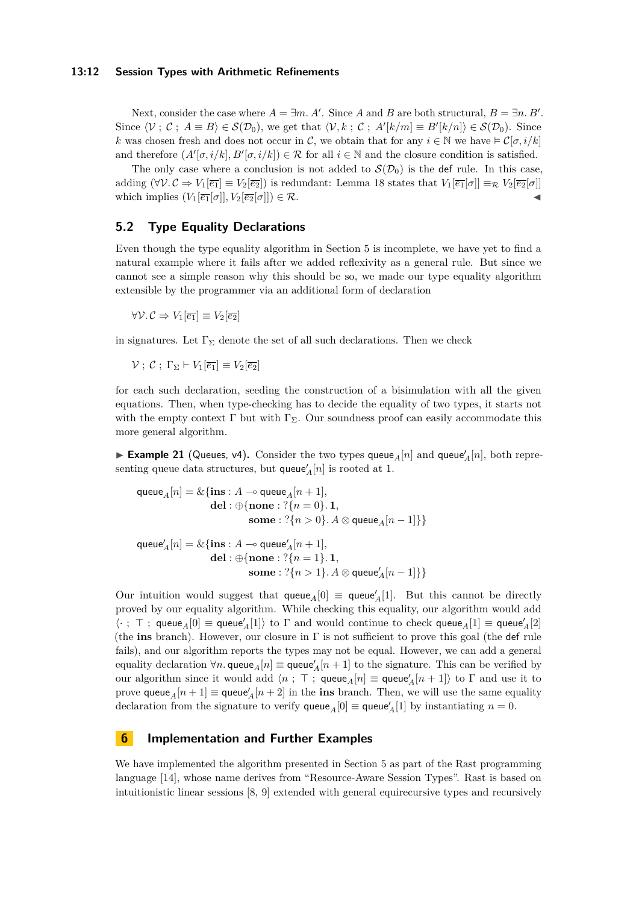Next, consider the case where $A = \exists m.\, A'$. Since $A$ and $B$ are both structural, $B = \exists n.\, B'$. Since $\langle \mathcal{V} \,;\, \mathcal{C} \,;\, A \equiv B \rangle \in \mathcal{S}(\mathcal{D}_0)$, we get that $\langle \mathcal{V}, k \,;\, \mathcal{C} \,;\, A'[k/m] \equiv B'[k/n] \rangle \in \mathcal{S}(\mathcal{D}_0)$. Since $k$ was chosen fresh and does not occur in $\mathcal{C}$, we obtain that for any $i \in \mathbb{N}$ we have $\vDash \mathcal{C}[\sigma, i/k]$ and therefore $(A'[\sigma, i/k], B'[\sigma, i/k]) \in \mathcal{R}$ for all $i \in \mathbb{N}$ and the closure condition is satisfied.

The only case where a conclusion is not added to $\mathcal{S}(\mathcal{D}_0)$ is the def rule. In this case, adding $(\forall \mathcal{V}.\, \mathcal{C} \Rightarrow V_1[\overline{e_1}] \equiv V_2[\overline{e_2}])$ is redundant: Lemma 18 states that $V_1[\overline{e_1}[\sigma]] \equiv_{\mathcal{R}} V_2[\overline{e_2}[\sigma]]$ which implies $(V_1[\overline{e_1}[\sigma]], V_2[\overline{e_2}[\sigma]]) \in \mathcal{R}$. ◀

## 5.2 Type Equality Declarations

Even though the type equality algorithm in Section 5 is incomplete, we have yet to find a natural example where it fails after we added reflexivity as a general rule. But since we cannot see a simple reason why this should be so, we made our type equality algorithm extensible by the programmer via an additional form of declaration

$$\forall \mathcal{V}.\, \mathcal{C} \Rightarrow V_1[\overline{e_1}] \equiv V_2[\overline{e_2}]$$

in signatures. Let $\Gamma_\Sigma$ denote the set of all such declarations. Then we check

$$\mathcal{V} \,;\, \mathcal{C} \,;\, \Gamma_\Sigma \vdash V_1[\overline{e_1}] \equiv V_2[\overline{e_2}]$$

for each such declaration, seeding the construction of a bisimulation with all the given equations. Then, when type-checking has to decide the equality of two types, it starts not with the empty context $\Gamma$ but with $\Gamma_\Sigma$. Our soundness proof can easily accommodate this more general algorithm.

▶ **Example 21** (Queues, v4). Consider the two types $\mathsf{queue}_A[n]$ and $\mathsf{queue}'_A[n]$, both representing queue data structures, but $\mathsf{queue}'_A[n]$ is rooted at 1.

$$
\begin{aligned}
\mathsf{queue}_A[n] = \&\{ &\mathbf{ins} : A \multimap \mathsf{queue}_A[n+1], \\
&\mathbf{del} : \oplus\{ \mathbf{none} : ?\{n = 0\}.\, \mathbf{1}, \\
&\qquad\qquad \mathbf{some} : ?\{n > 0\}.\, A \otimes \mathsf{queue}_A[n-1] \} \}
\end{aligned}
$$

$$
\begin{aligned}
\mathsf{queue}'_A[n] = \&\{ &\mathbf{ins} : A \multimap \mathsf{queue}'_A[n+1], \\
&\mathbf{del} : \oplus\{ \mathbf{none} : ?\{n = 1\}.\, \mathbf{1}, \\
&\qquad\qquad \mathbf{some} : ?\{n > 1\}.\, A \otimes \mathsf{queue}'_A[n-1] \} \}
\end{aligned}
$$

Our intuition would suggest that $\mathsf{queue}_A[0] \equiv \mathsf{queue}'_A[1]$. But this cannot be directly proved by our equality algorithm. While checking this equality, our algorithm would add $\langle \cdot \,;\, \top \,;\, \mathsf{queue}_A[0] \equiv \mathsf{queue}'_A[1] \rangle$ to $\Gamma$ and would continue to check $\mathsf{queue}_A[1] \equiv \mathsf{queue}'_A[2]$ (the **ins** branch). However, our closure in $\Gamma$ is not sufficient to prove this goal (the def rule fails), and our algorithm reports the types may not be equal. However, we can add a general equality declaration $\forall n.\, \mathsf{queue}_A[n] \equiv \mathsf{queue}'_A[n+1]$ to the signature. This can be verified by our algorithm since it would add $\langle n \,;\, \top \,;\, \mathsf{queue}_A[n] \equiv \mathsf{queue}'_A[n+1] \rangle$ to $\Gamma$ and use it to prove $\mathsf{queue}_A[n+1] \equiv \mathsf{queue}'_A[n+2]$ in the **ins** branch. Then, we will use the same equality declaration from the signature to verify $\mathsf{queue}_A[0] \equiv \mathsf{queue}'_A[1]$ by instantiating $n = 0$.

# 6 Implementation and Further Examples

We have implemented the algorithm presented in Section 5 as part of the Rast programming language [14], whose name derives from "Resource-Aware Session Types". Rast is based on intuitionistic linear sessions [8, 9] extended with general equirecursive types and recursively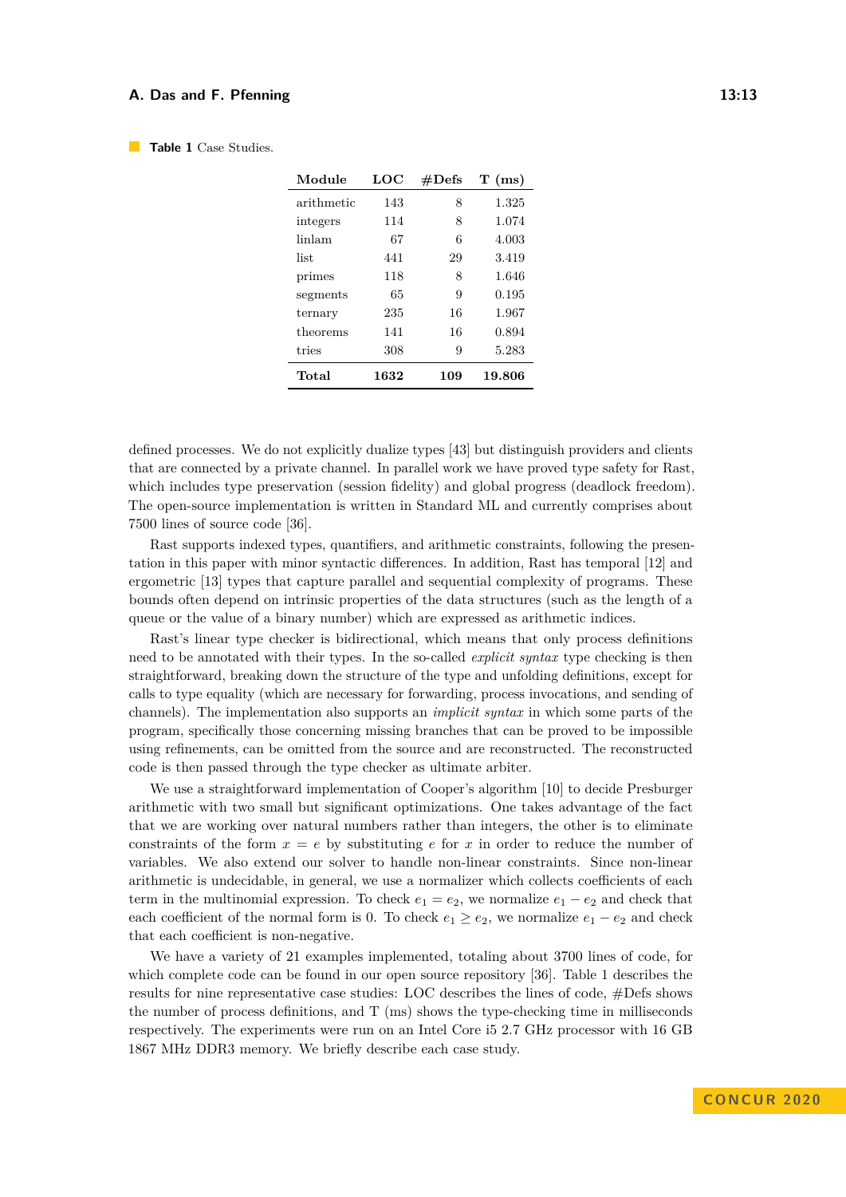**Table 1** Case Studies.

| Module | LOC | #Defs | T (ms) |
|---|---|---|---|
| arithmetic | 143 | 8 | 1.325 |
| integers | 114 | 8 | 1.074 |
| linlam | 67 | 6 | 4.003 |
| list | 441 | 29 | 3.419 |
| primes | 118 | 8 | 1.646 |
| segments | 65 | 9 | 0.195 |
| ternary | 235 | 16 | 1.967 |
| theorems | 141 | 16 | 0.894 |
| tries | 308 | 9 | 5.283 |
| **Total** | **1632** | **109** | **19.806** |

defined processes. We do not explicitly dualize types [43] but distinguish providers and clients that are connected by a private channel. In parallel work we have proved type safety for Rast, which includes type preservation (session fidelity) and global progress (deadlock freedom). The open-source implementation is written in Standard ML and currently comprises about 7500 lines of source code [36].

Rast supports indexed types, quantifiers, and arithmetic constraints, following the presentation in this paper with minor syntactic differences. In addition, Rast has temporal [12] and ergometric [13] types that capture parallel and sequential complexity of programs. These bounds often depend on intrinsic properties of the data structures (such as the length of a queue or the value of a binary number) which are expressed as arithmetic indices.

Rast's linear type checker is bidirectional, which means that only process definitions need to be annotated with their types. In the so-called *explicit syntax* type checking is then straightforward, breaking down the structure of the type and unfolding definitions, except for calls to type equality (which are necessary for forwarding, process invocations, and sending of channels). The implementation also supports an *implicit syntax* in which some parts of the program, specifically those concerning missing branches that can be proved to be impossible using refinements, can be omitted from the source and are reconstructed. The reconstructed code is then passed through the type checker as ultimate arbiter.

We use a straightforward implementation of Cooper's algorithm [10] to decide Presburger arithmetic with two small but significant optimizations. One takes advantage of the fact that we are working over natural numbers rather than integers, the other is to eliminate constraints of the form $x = e$ by substituting $e$ for $x$ in order to reduce the number of variables. We also extend our solver to handle non-linear constraints. Since non-linear arithmetic is undecidable, in general, we use a normalizer which collects coefficients of each term in the multinomial expression. To check $e_1 = e_2$, we normalize $e_1 - e_2$ and check that each coefficient of the normal form is 0. To check $e_1 \geq e_2$, we normalize $e_1 - e_2$ and check that each coefficient is non-negative.

We have a variety of 21 examples implemented, totaling about 3700 lines of code, for which complete code can be found in our open source repository [36]. Table 1 describes the results for nine representative case studies: LOC describes the lines of code, #Defs shows the number of process definitions, and T (ms) shows the type-checking time in milliseconds respectively. The experiments were run on an Intel Core i5 2.7 GHz processor with 16 GB 1867 MHz DDR3 memory. We briefly describe each case study.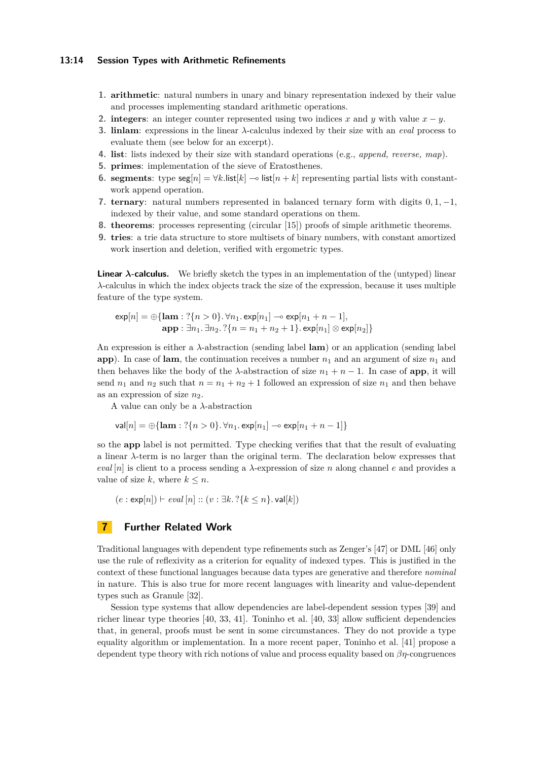1. **arithmetic**: natural numbers in unary and binary representation indexed by their value and processes implementing standard arithmetic operations.
2. **integers**: an integer counter represented using two indices $x$ and $y$ with value $x - y$.
3. **linlam**: expressions in the linear $\lambda$-calculus indexed by their size with an *eval* process to evaluate them (see below for an excerpt).
4. **list**: lists indexed by their size with standard operations (e.g., *append, reverse, map*).
5. **primes**: implementation of the sieve of Eratosthenes.
6. **segments**: type $\mathsf{seg}[n] = \forall k. \mathsf{list}[k] \multimap \mathsf{list}[n+k]$ representing partial lists with constant-work append operation.
7. **ternary**: natural numbers represented in balanced ternary form with digits $0, 1, -1$, indexed by their value, and some standard operations on them.
8. **theorems**: processes representing (circular [15]) proofs of simple arithmetic theorems.
9. **tries**: a trie data structure to store multisets of binary numbers, with constant amortized work insertion and deletion, verified with ergometric types.

**Linear λ-calculus.** We briefly sketch the types in an implementation of the (untyped) linear $\lambda$-calculus in which the index objects track the size of the expression, because it uses multiple feature of the type system.

$$\begin{aligned}\mathsf{exp}[n] = \oplus\{&\mathbf{lam} : ?\{n > 0\}.\, \forall n_1.\, \mathsf{exp}[n_1] \multimap \mathsf{exp}[n_1 + n - 1],\\ &\mathbf{app} : \exists n_1.\, \exists n_2.\, ?\{n = n_1 + n_2 + 1\}.\, \mathsf{exp}[n_1] \otimes \mathsf{exp}[n_2]\}\end{aligned}$$

An expression is either a $\lambda$-abstraction (sending label **lam**) or an application (sending label **app**). In case of **lam**, the continuation receives a number $n_1$ and an argument of size $n_1$ and then behaves like the body of the $\lambda$-abstraction of size $n_1 + n - 1$. In case of **app**, it will send $n_1$ and $n_2$ such that $n = n_1 + n_2 + 1$ followed an expression of size $n_1$ and then behave as an expression of size $n_2$.

A value can only be a $\lambda$-abstraction

$$\mathsf{val}[n] = \oplus\{\mathbf{lam} : ?\{n > 0\}.\, \forall n_1.\, \mathsf{exp}[n_1] \multimap \mathsf{exp}[n_1 + n - 1]\}$$

so the **app** label is not permitted. Type checking verifies that that the result of evaluating a linear $\lambda$-term is no larger than the original term. The declaration below expresses that *eval* $[n]$ is client to a process sending a $\lambda$-expression of size $n$ along channel $e$ and provides a value of size $k$, where $k \le n$.

$$(e : \mathsf{exp}[n]) \vdash \mathit{eval}\,[n] :: (v : \exists k.\, ?\{k \le n\}.\, \mathsf{val}[k])$$

# 7 Further Related Work

Traditional languages with dependent type refinements such as Zenger's [47] or DML [46] only use the rule of reflexivity as a criterion for equality of indexed types. This is justified in the context of these functional languages because data types are generative and therefore *nominal* in nature. This is also true for more recent languages with linearity and value-dependent types such as Granule [32].

Session type systems that allow dependencies are label-dependent session types [39] and richer linear type theories [40, 33, 41]. Toninho et al. [40, 33] allow sufficient dependencies that, in general, proofs must be sent in some circumstances. They do not provide a type equality algorithm or implementation. In a more recent paper, Toninho et al. [41] propose a dependent type theory with rich notions of value and process equality based on $\beta\eta$-congruences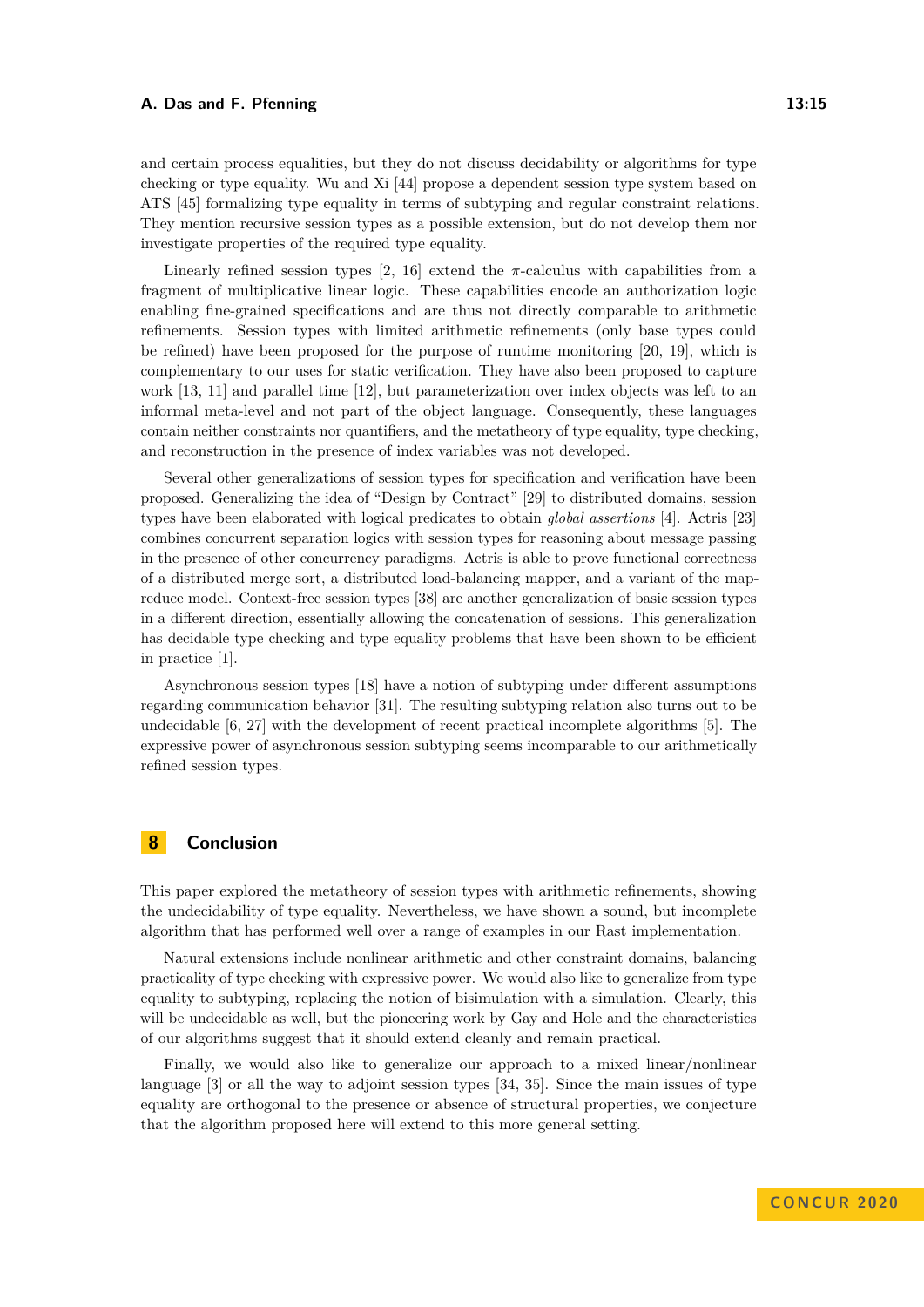and certain process equalities, but they do not discuss decidability or algorithms for type checking or type equality. Wu and Xi [44] propose a dependent session type system based on ATS [45] formalizing type equality in terms of subtyping and regular constraint relations. They mention recursive session types as a possible extension, but do not develop them nor investigate properties of the required type equality.

Linearly refined session types [2, 16] extend the $\pi$-calculus with capabilities from a fragment of multiplicative linear logic. These capabilities encode an authorization logic enabling fine-grained specifications and are thus not directly comparable to arithmetic refinements. Session types with limited arithmetic refinements (only base types could be refined) have been proposed for the purpose of runtime monitoring [20, 19], which is complementary to our uses for static verification. They have also been proposed to capture work [13, 11] and parallel time [12], but parameterization over index objects was left to an informal meta-level and not part of the object language. Consequently, these languages contain neither constraints nor quantifiers, and the metatheory of type equality, type checking, and reconstruction in the presence of index variables was not developed.

Several other generalizations of session types for specification and verification have been proposed. Generalizing the idea of "Design by Contract" [29] to distributed domains, session types have been elaborated with logical predicates to obtain *global assertions* [4]. Actris [23] combines concurrent separation logics with session types for reasoning about message passing in the presence of other concurrency paradigms. Actris is able to prove functional correctness of a distributed merge sort, a distributed load-balancing mapper, and a variant of the map-reduce model. Context-free session types [38] are another generalization of basic session types in a different direction, essentially allowing the concatenation of sessions. This generalization has decidable type checking and type equality problems that have been shown to be efficient in practice [1].

Asynchronous session types [18] have a notion of subtyping under different assumptions regarding communication behavior [31]. The resulting subtyping relation also turns out to be undecidable [6, 27] with the development of recent practical incomplete algorithms [5]. The expressive power of asynchronous session subtyping seems incomparable to our arithmetically refined session types.

## 8 Conclusion

This paper explored the metatheory of session types with arithmetic refinements, showing the undecidability of type equality. Nevertheless, we have shown a sound, but incomplete algorithm that has performed well over a range of examples in our Rast implementation.

Natural extensions include nonlinear arithmetic and other constraint domains, balancing practicality of type checking with expressive power. We would also like to generalize from type equality to subtyping, replacing the notion of bisimulation with a simulation. Clearly, this will be undecidable as well, but the pioneering work by Gay and Hole and the characteristics of our algorithms suggest that it should extend cleanly and remain practical.

Finally, we would also like to generalize our approach to a mixed linear/nonlinear language [3] or all the way to adjoint session types [34, 35]. Since the main issues of type equality are orthogonal to the presence or absence of structural properties, we conjecture that the algorithm proposed here will extend to this more general setting.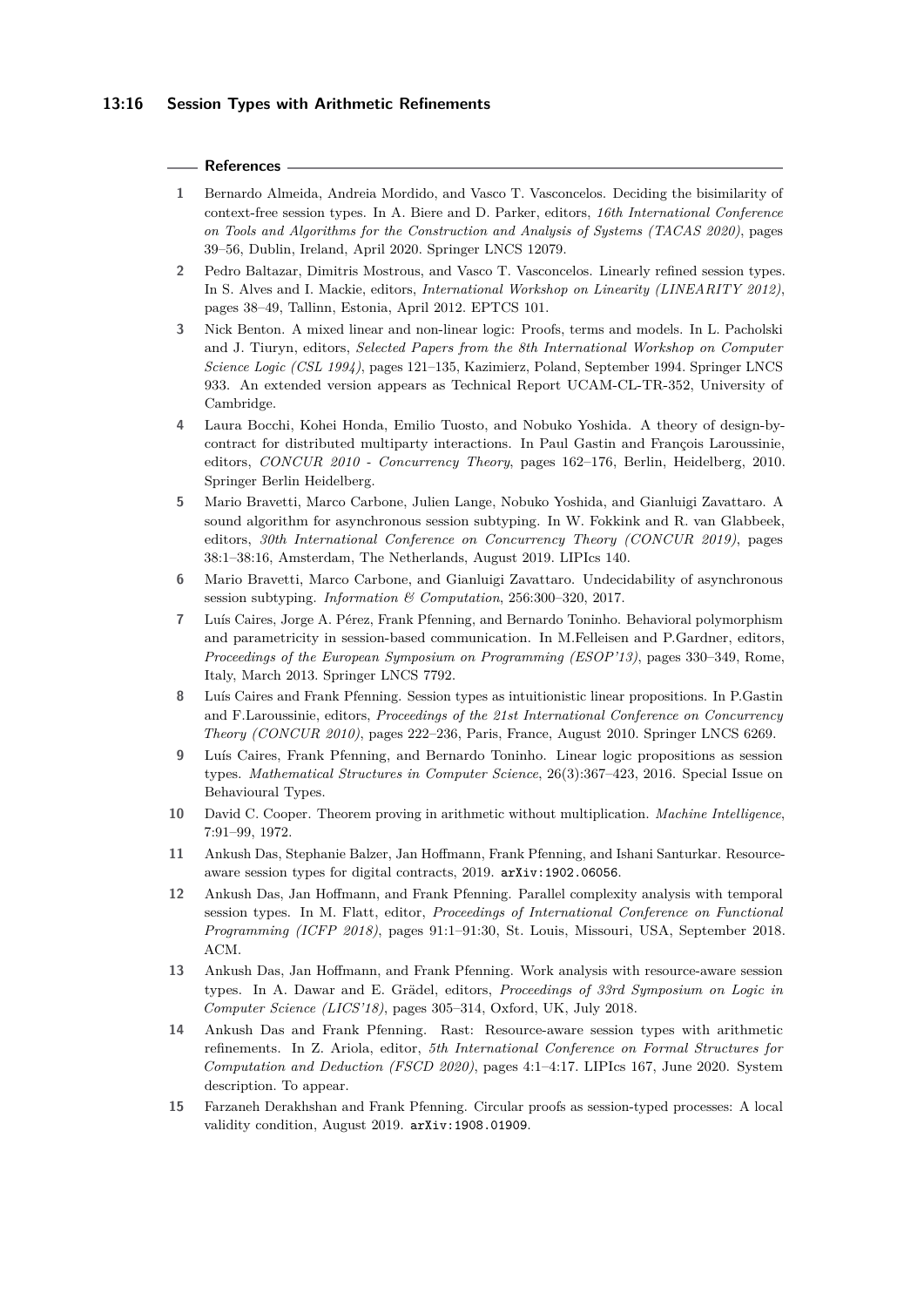## References

1. Bernardo Almeida, Andreia Mordido, and Vasco T. Vasconcelos. Deciding the bisimilarity of context-free session types. In A. Biere and D. Parker, editors, *16th International Conference on Tools and Algorithms for the Construction and Analysis of Systems (TACAS 2020)*, pages 39–56, Dublin, Ireland, April 2020. Springer LNCS 12079.
2. Pedro Baltazar, Dimitris Mostrous, and Vasco T. Vasconcelos. Linearly refined session types. In S. Alves and I. Mackie, editors, *International Workshop on Linearity (LINEARITY 2012)*, pages 38–49, Tallinn, Estonia, April 2012. EPTCS 101.
3. Nick Benton. A mixed linear and non-linear logic: Proofs, terms and models. In L. Pacholski and J. Tiuryn, editors, *Selected Papers from the 8th International Workshop on Computer Science Logic (CSL 1994)*, pages 121–135, Kazimierz, Poland, September 1994. Springer LNCS 933. An extended version appears as Technical Report UCAM-CL-TR-352, University of Cambridge.
4. Laura Bocchi, Kohei Honda, Emilio Tuosto, and Nobuko Yoshida. A theory of design-by-contract for distributed multiparty interactions. In Paul Gastin and François Laroussinie, editors, *CONCUR 2010 - Concurrency Theory*, pages 162–176, Berlin, Heidelberg, 2010. Springer Berlin Heidelberg.
5. Mario Bravetti, Marco Carbone, Julien Lange, Nobuko Yoshida, and Gianluigi Zavattaro. A sound algorithm for asynchronous session subtyping. In W. Fokkink and R. van Glabbeek, editors, *30th International Conference on Concurrency Theory (CONCUR 2019)*, pages 38:1–38:16, Amsterdam, The Netherlands, August 2019. LIPIcs 140.
6. Mario Bravetti, Marco Carbone, and Gianluigi Zavattaro. Undecidability of asynchronous session subtyping. *Information & Computation*, 256:300–320, 2017.
7. Luís Caires, Jorge A. Pérez, Frank Pfenning, and Bernardo Toninho. Behavioral polymorphism and parametricity in session-based communication. In M.Felleisen and P.Gardner, editors, *Proceedings of the European Symposium on Programming (ESOP'13)*, pages 330–349, Rome, Italy, March 2013. Springer LNCS 7792.
8. Luís Caires and Frank Pfenning. Session types as intuitionistic linear propositions. In P.Gastin and F.Laroussinie, editors, *Proceedings of the 21st International Conference on Concurrency Theory (CONCUR 2010)*, pages 222–236, Paris, France, August 2010. Springer LNCS 6269.
9. Luís Caires, Frank Pfenning, and Bernardo Toninho. Linear logic propositions as session types. *Mathematical Structures in Computer Science*, 26(3):367–423, 2016. Special Issue on Behavioural Types.
10. David C. Cooper. Theorem proving in arithmetic without multiplication. *Machine Intelligence*, 7:91–99, 1972.
11. Ankush Das, Stephanie Balzer, Jan Hoffmann, Frank Pfenning, and Ishani Santurkar. Resource-aware session types for digital contracts, 2019. `arXiv:1902.06056`.
12. Ankush Das, Jan Hoffmann, and Frank Pfenning. Parallel complexity analysis with temporal session types. In M. Flatt, editor, *Proceedings of International Conference on Functional Programming (ICFP 2018)*, pages 91:1–91:30, St. Louis, Missouri, USA, September 2018. ACM.
13. Ankush Das, Jan Hoffmann, and Frank Pfenning. Work analysis with resource-aware session types. In A. Dawar and E. Grädel, editors, *Proceedings of 33rd Symposium on Logic in Computer Science (LICS'18)*, pages 305–314, Oxford, UK, July 2018.
14. Ankush Das and Frank Pfenning. Rast: Resource-aware session types with arithmetic refinements. In Z. Ariola, editor, *5th International Conference on Formal Structures for Computation and Deduction (FSCD 2020)*, pages 4:1–4:17. LIPIcs 167, June 2020. System description. To appear.
15. Farzaneh Derakhshan and Frank Pfenning. Circular proofs as session-typed processes: A local validity condition, August 2019. `arXiv:1908.01909`.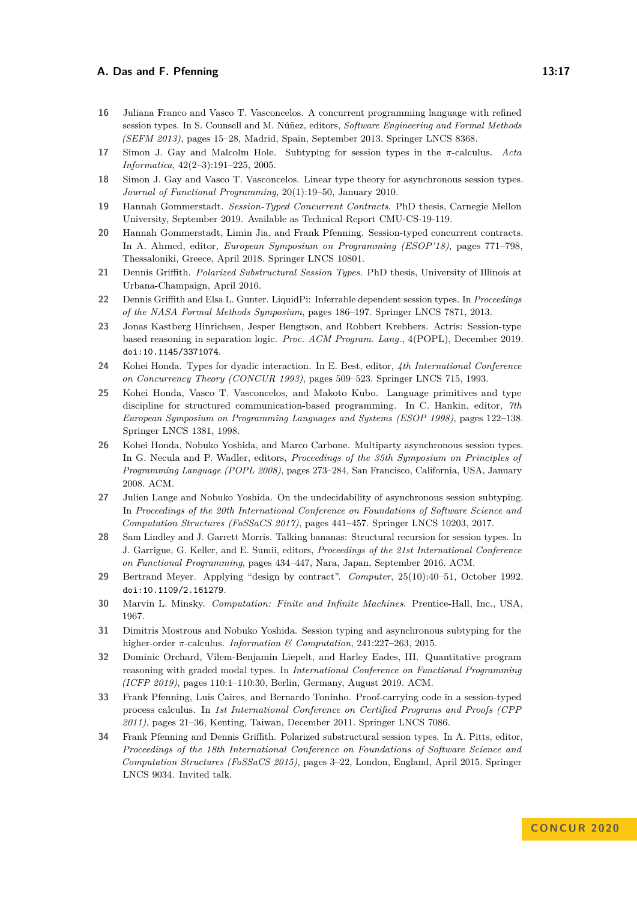16 Juliana Franco and Vasco T. Vasconcelos. A concurrent programming language with refined session types. In S. Counsell and M. Núñez, editors, *Software Engineering and Formal Methods (SEFM 2013)*, pages 15–28, Madrid, Spain, September 2013. Springer LNCS 8368.

17 Simon J. Gay and Malcolm Hole. Subtyping for session types in the $\pi$-calculus. *Acta Informatica*, 42(2–3):191–225, 2005.

18 Simon J. Gay and Vasco T. Vasconcelos. Linear type theory for asynchronous session types. *Journal of Functional Programming*, 20(1):19–50, January 2010.

19 Hannah Gommerstadt. *Session-Typed Concurrent Contracts*. PhD thesis, Carnegie Mellon University, September 2019. Available as Technical Report CMU-CS-19-119.

20 Hannah Gommerstadt, Limin Jia, and Frank Pfenning. Session-typed concurrent contracts. In A. Ahmed, editor, *European Symposium on Programming (ESOP'18)*, pages 771–798, Thessaloniki, Greece, April 2018. Springer LNCS 10801.

21 Dennis Griffith. *Polarized Substructural Session Types*. PhD thesis, University of Illinois at Urbana-Champaign, April 2016.

22 Dennis Griffith and Elsa L. Gunter. LiquidPi: Inferrable dependent session types. In *Proceedings of the NASA Formal Methods Symposium*, pages 186–197. Springer LNCS 7871, 2013.

23 Jonas Kastberg Hinrichsen, Jesper Bengtson, and Robbert Krebbers. Actris: Session-type based reasoning in separation logic. *Proc. ACM Program. Lang.*, 4(POPL), December 2019. doi:10.1145/3371074.

24 Kohei Honda. Types for dyadic interaction. In E. Best, editor, *4th International Conference on Concurrency Theory (CONCUR 1993)*, pages 509–523. Springer LNCS 715, 1993.

25 Kohei Honda, Vasco T. Vasconcelos, and Makoto Kubo. Language primitives and type discipline for structured communication-based programming. In C. Hankin, editor, *7th European Symposium on Programming Languages and Systems (ESOP 1998)*, pages 122–138. Springer LNCS 1381, 1998.

26 Kohei Honda, Nobuko Yoshida, and Marco Carbone. Multiparty asynchronous session types. In G. Necula and P. Wadler, editors, *Proceedings of the 35th Symposium on Principles of Programming Language (POPL 2008)*, pages 273–284, San Francisco, California, USA, January 2008. ACM.

27 Julien Lange and Nobuko Yoshida. On the undecidability of asynchronous session subtyping. In *Proceedings of the 20th International Conference on Foundations of Software Science and Computation Structures (FoSSaCS 2017)*, pages 441–457. Springer LNCS 10203, 2017.

28 Sam Lindley and J. Garrett Morris. Talking bananas: Structural recursion for session types. In J. Garrigue, G. Keller, and E. Sumii, editors, *Proceedings of the 21st International Conference on Functional Programming*, pages 434–447, Nara, Japan, September 2016. ACM.

29 Bertrand Meyer. Applying "design by contract". *Computer*, 25(10):40–51, October 1992. doi:10.1109/2.161279.

30 Marvin L. Minsky. *Computation: Finite and Infinite Machines*. Prentice-Hall, Inc., USA, 1967.

31 Dimitris Mostrous and Nobuko Yoshida. Session typing and asynchronous subtyping for the higher-order $\pi$-calculus. *Information & Computation*, 241:227–263, 2015.

32 Dominic Orchard, Vilem-Benjamin Liepelt, and Harley Eades, III. Quantitative program reasoning with graded modal types. In *International Conference on Functional Programming (ICFP 2019)*, pages 110:1–110:30, Berlin, Germany, August 2019. ACM.

33 Frank Pfenning, Luís Caires, and Bernardo Toninho. Proof-carrying code in a session-typed process calculus. In *1st International Conference on Certified Programs and Proofs (CPP 2011)*, pages 21–36, Kenting, Taiwan, December 2011. Springer LNCS 7086.

34 Frank Pfenning and Dennis Griffith. Polarized substructural session types. In A. Pitts, editor, *Proceedings of the 18th International Conference on Foundations of Software Science and Computation Structures (FoSSaCS 2015)*, pages 3–22, London, England, April 2015. Springer LNCS 9034. Invited talk.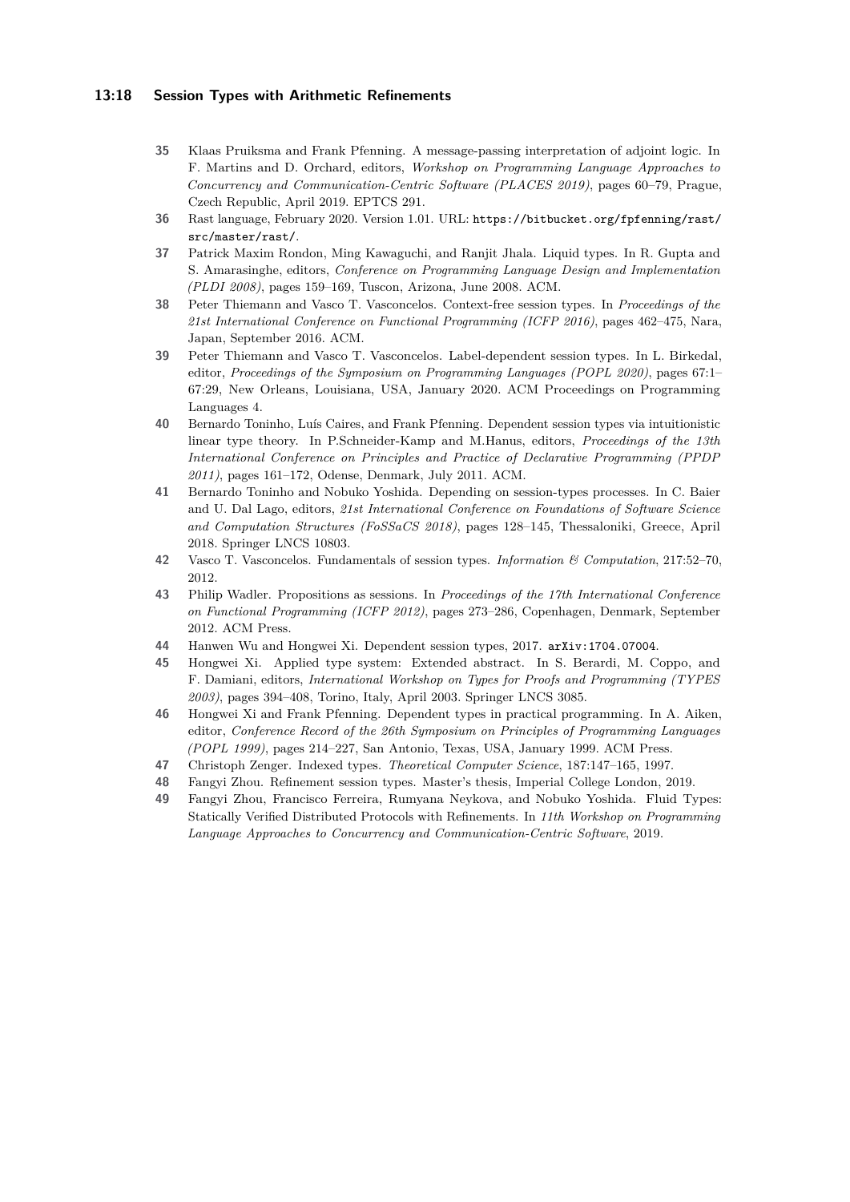**35** Klaas Pruiksma and Frank Pfenning. A message-passing interpretation of adjoint logic. In F. Martins and D. Orchard, editors, *Workshop on Programming Language Approaches to Concurrency and Communication-Centric Software (PLACES 2019)*, pages 60–79, Prague, Czech Republic, April 2019. EPTCS 291.

**36** Rast language, February 2020. Version 1.01. URL: `https://bitbucket.org/fpfenning/rast/src/master/rast/`.

**37** Patrick Maxim Rondon, Ming Kawaguchi, and Ranjit Jhala. Liquid types. In R. Gupta and S. Amarasinghe, editors, *Conference on Programming Language Design and Implementation (PLDI 2008)*, pages 159–169, Tuscon, Arizona, June 2008. ACM.

**38** Peter Thiemann and Vasco T. Vasconcelos. Context-free session types. In *Proceedings of the 21st International Conference on Functional Programming (ICFP 2016)*, pages 462–475, Nara, Japan, September 2016. ACM.

**39** Peter Thiemann and Vasco T. Vasconcelos. Label-dependent session types. In L. Birkedal, editor, *Proceedings of the Symposium on Programming Languages (POPL 2020)*, pages 67:1–67:29, New Orleans, Louisiana, USA, January 2020. ACM Proceedings on Programming Languages 4.

**40** Bernardo Toninho, Luís Caires, and Frank Pfenning. Dependent session types via intuitionistic linear type theory. In P.Schneider-Kamp and M.Hanus, editors, *Proceedings of the 13th International Conference on Principles and Practice of Declarative Programming (PPDP 2011)*, pages 161–172, Odense, Denmark, July 2011. ACM.

**41** Bernardo Toninho and Nobuko Yoshida. Depending on session-types processes. In C. Baier and U. Dal Lago, editors, *21st International Conference on Foundations of Software Science and Computation Structures (FoSSaCS 2018)*, pages 128–145, Thessaloniki, Greece, April 2018. Springer LNCS 10803.

**42** Vasco T. Vasconcelos. Fundamentals of session types. *Information & Computation*, 217:52–70, 2012.

**43** Philip Wadler. Propositions as sessions. In *Proceedings of the 17th International Conference on Functional Programming (ICFP 2012)*, pages 273–286, Copenhagen, Denmark, September 2012. ACM Press.

**44** Hanwen Wu and Hongwei Xi. Dependent session types, 2017. `arXiv:1704.07004`.

**45** Hongwei Xi. Applied type system: Extended abstract. In S. Berardi, M. Coppo, and F. Damiani, editors, *International Workshop on Types for Proofs and Programming (TYPES 2003)*, pages 394–408, Torino, Italy, April 2003. Springer LNCS 3085.

**46** Hongwei Xi and Frank Pfenning. Dependent types in practical programming. In A. Aiken, editor, *Conference Record of the 26th Symposium on Principles of Programming Languages (POPL 1999)*, pages 214–227, San Antonio, Texas, USA, January 1999. ACM Press.

**47** Christoph Zenger. Indexed types. *Theoretical Computer Science*, 187:147–165, 1997.

**48** Fangyi Zhou. Refinement session types. Master's thesis, Imperial College London, 2019.

**49** Fangyi Zhou, Francisco Ferreira, Rumyana Neykova, and Nobuko Yoshida. Fluid Types: Statically Verified Distributed Protocols with Refinements. In *11th Workshop on Programming Language Approaches to Concurrency and Communication-Centric Software*, 2019.